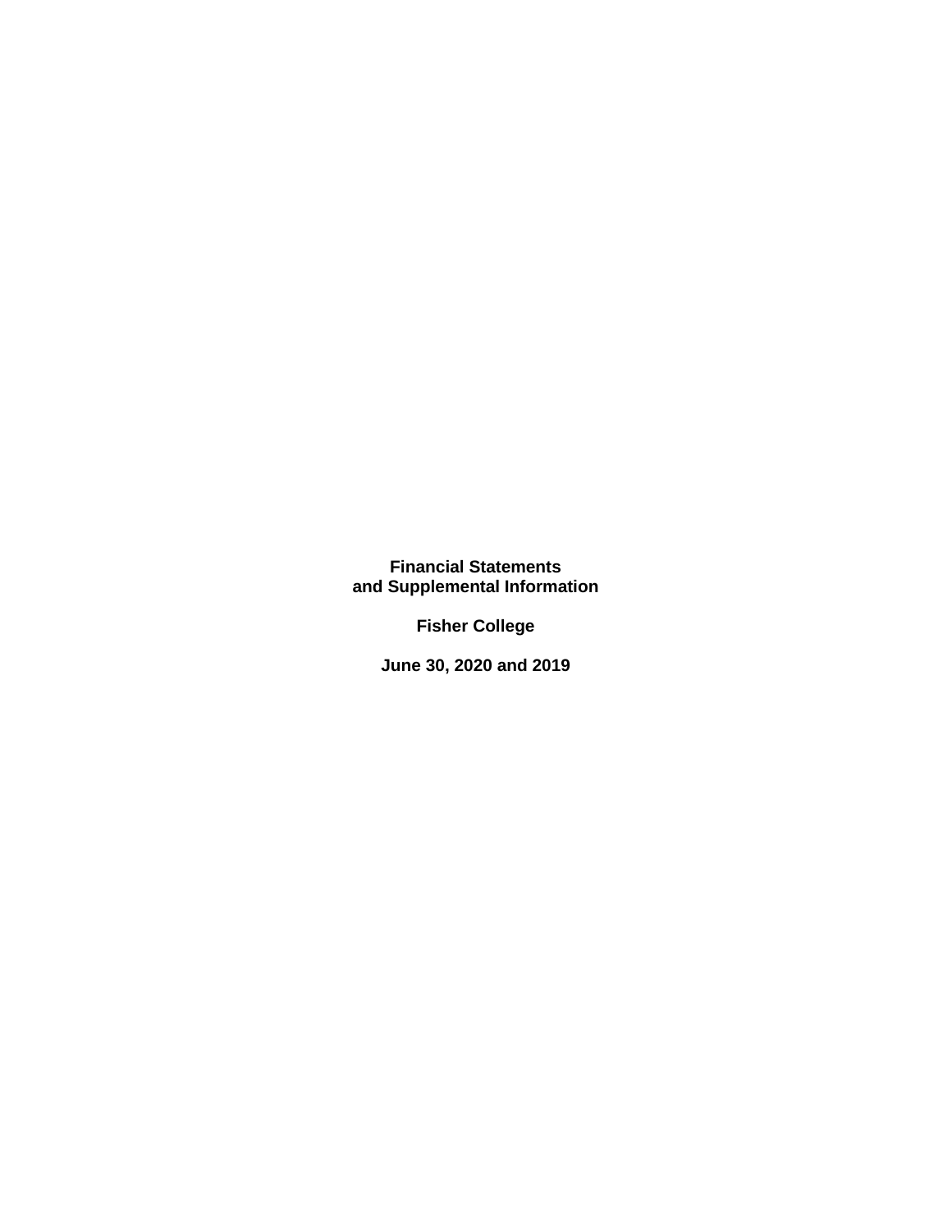**Financial Statements**
**and Supplemental Information**

**Fisher College**

**June 30, 2020 and 2019**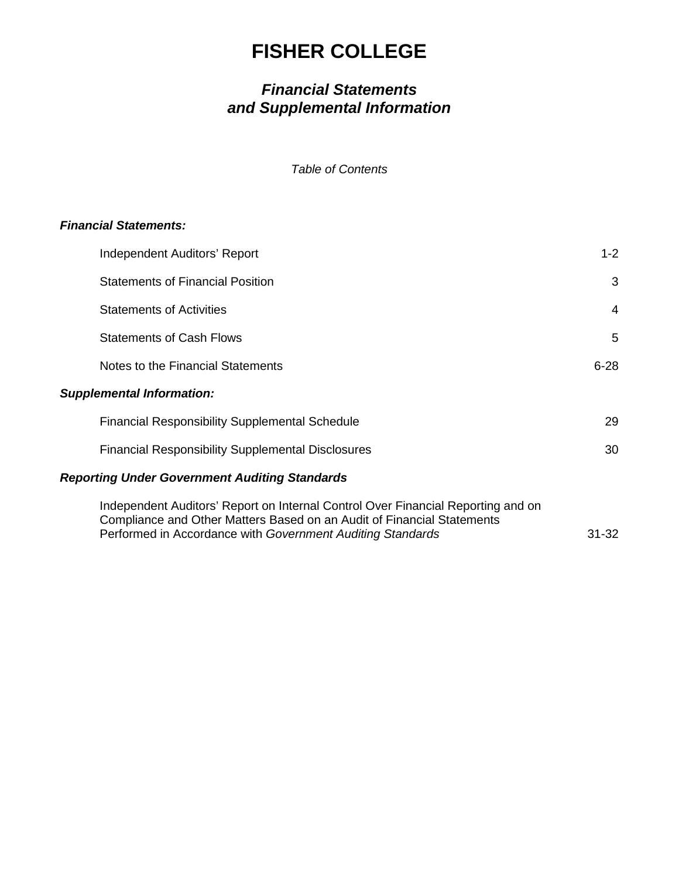# FISHER COLLEGE

## *Financial Statements and Supplemental Information*

*Table of Contents*

| | |
|---|---|
| ***Financial Statements:*** | |
| Independent Auditors' Report | 1-2 |
| Statements of Financial Position | 3 |
| Statements of Activities | 4 |
| Statements of Cash Flows | 5 |
| Notes to the Financial Statements | 6-28 |
| ***Supplemental Information:*** | |
| Financial Responsibility Supplemental Schedule | 29 |
| Financial Responsibility Supplemental Disclosures | 30 |
| ***Reporting Under Government Auditing Standards*** | |
| Independent Auditors' Report on Internal Control Over Financial Reporting and on Compliance and Other Matters Based on an Audit of Financial Statements Performed in Accordance with *Government Auditing Standards* | 31-32 |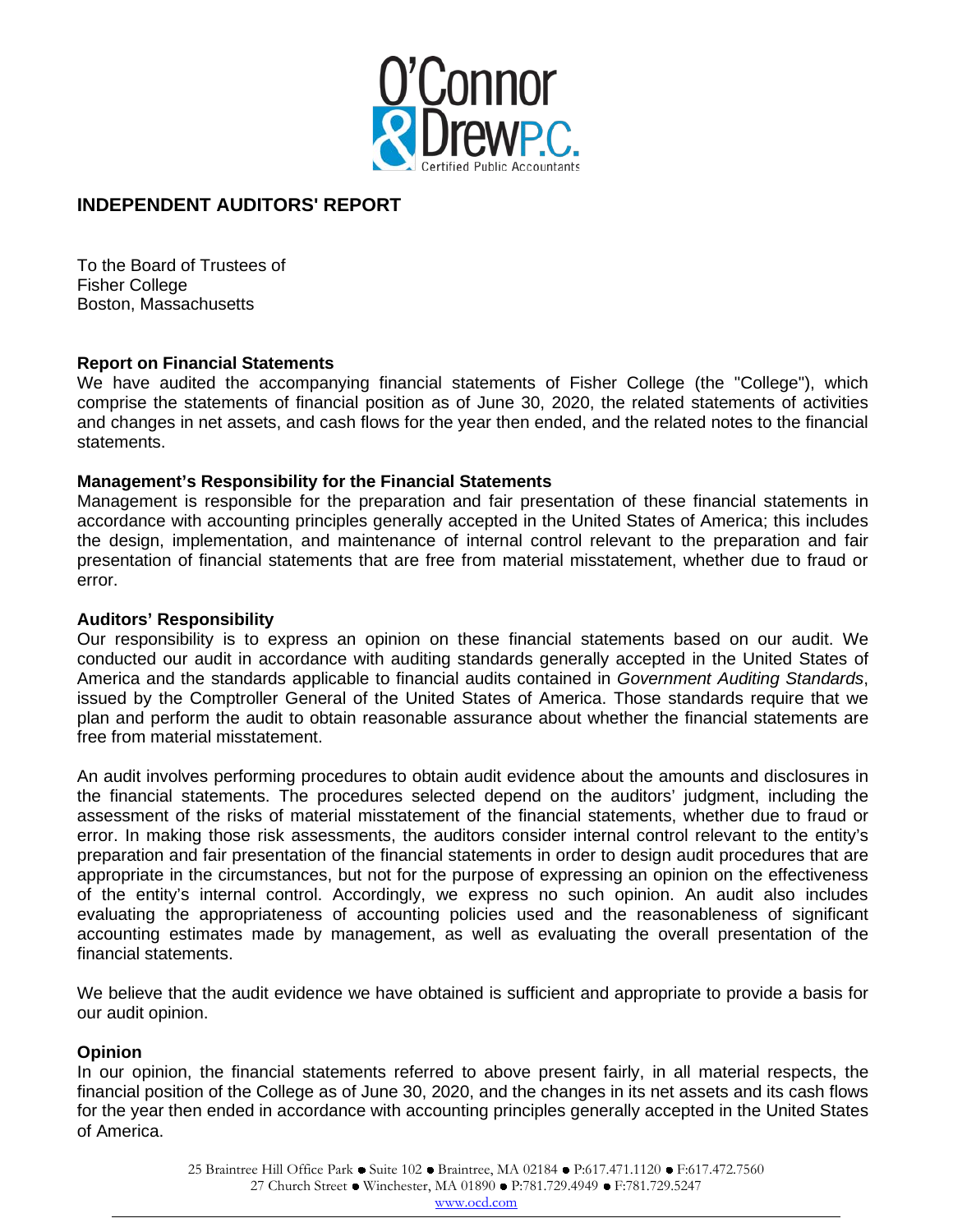# INDEPENDENT AUDITORS' REPORT

To the Board of Trustees of
Fisher College
Boston, Massachusetts

## Report on Financial Statements

We have audited the accompanying financial statements of Fisher College (the "College"), which comprise the statements of financial position as of June 30, 2020, the related statements of activities and changes in net assets, and cash flows for the year then ended, and the related notes to the financial statements.

## Management's Responsibility for the Financial Statements

Management is responsible for the preparation and fair presentation of these financial statements in accordance with accounting principles generally accepted in the United States of America; this includes the design, implementation, and maintenance of internal control relevant to the preparation and fair presentation of financial statements that are free from material misstatement, whether due to fraud or error.

## Auditors' Responsibility

Our responsibility is to express an opinion on these financial statements based on our audit. We conducted our audit in accordance with auditing standards generally accepted in the United States of America and the standards applicable to financial audits contained in *Government Auditing Standards*, issued by the Comptroller General of the United States of America. Those standards require that we plan and perform the audit to obtain reasonable assurance about whether the financial statements are free from material misstatement.

An audit involves performing procedures to obtain audit evidence about the amounts and disclosures in the financial statements. The procedures selected depend on the auditors' judgment, including the assessment of the risks of material misstatement of the financial statements, whether due to fraud or error. In making those risk assessments, the auditors consider internal control relevant to the entity's preparation and fair presentation of the financial statements in order to design audit procedures that are appropriate in the circumstances, but not for the purpose of expressing an opinion on the effectiveness of the entity's internal control. Accordingly, we express no such opinion. An audit also includes evaluating the appropriateness of accounting policies used and the reasonableness of significant accounting estimates made by management, as well as evaluating the overall presentation of the financial statements.

We believe that the audit evidence we have obtained is sufficient and appropriate to provide a basis for our audit opinion.

## Opinion

In our opinion, the financial statements referred to above present fairly, in all material respects, the financial position of the College as of June 30, 2020, and the changes in its net assets and its cash flows for the year then ended in accordance with accounting principles generally accepted in the United States of America.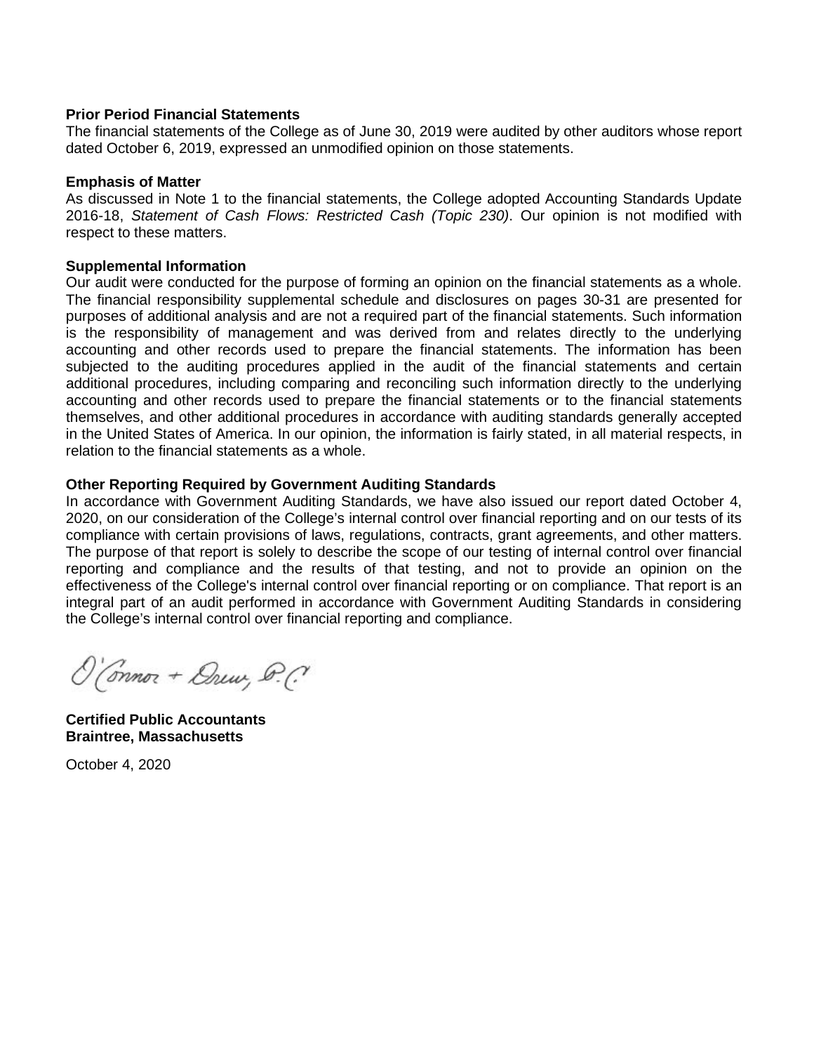**Prior Period Financial Statements**

The financial statements of the College as of June 30, 2019 were audited by other auditors whose report dated October 6, 2019, expressed an unmodified opinion on those statements.

**Emphasis of Matter**

As discussed in Note 1 to the financial statements, the College adopted Accounting Standards Update 2016-18, *Statement of Cash Flows: Restricted Cash (Topic 230)*. Our opinion is not modified with respect to these matters.

**Supplemental Information**

Our audit were conducted for the purpose of forming an opinion on the financial statements as a whole. The financial responsibility supplemental schedule and disclosures on pages 30-31 are presented for purposes of additional analysis and are not a required part of the financial statements. Such information is the responsibility of management and was derived from and relates directly to the underlying accounting and other records used to prepare the financial statements. The information has been subjected to the auditing procedures applied in the audit of the financial statements and certain additional procedures, including comparing and reconciling such information directly to the underlying accounting and other records used to prepare the financial statements or to the financial statements themselves, and other additional procedures in accordance with auditing standards generally accepted in the United States of America. In our opinion, the information is fairly stated, in all material respects, in relation to the financial statements as a whole.

**Other Reporting Required by Government Auditing Standards**

In accordance with Government Auditing Standards, we have also issued our report dated October 4, 2020, on our consideration of the College's internal control over financial reporting and on our tests of its compliance with certain provisions of laws, regulations, contracts, grant agreements, and other matters. The purpose of that report is solely to describe the scope of our testing of internal control over financial reporting and compliance and the results of that testing, and not to provide an opinion on the effectiveness of the College's internal control over financial reporting or on compliance. That report is an integral part of an audit performed in accordance with Government Auditing Standards in considering the College's internal control over financial reporting and compliance.

O'Connor + Drew, P.C.

**Certified Public Accountants**
**Braintree, Massachusetts**

October 4, 2020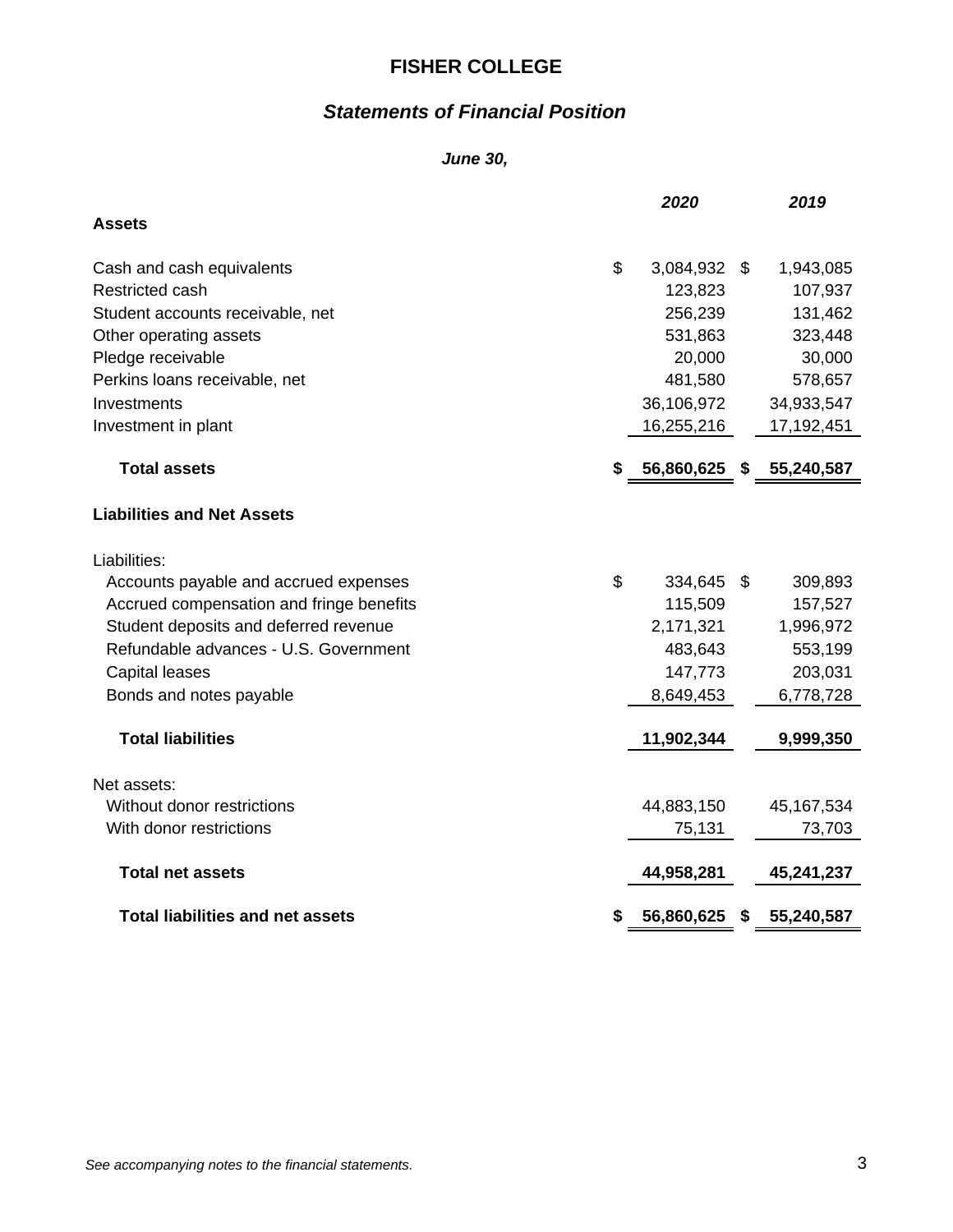# FISHER COLLEGE

## *Statements of Financial Position*

***June 30,***

| | *2020* | *2019* |
|---|---|---|
| **Assets** | | |
| Cash and cash equivalents | $ 3,084,932 | $ 1,943,085 |
| Restricted cash | 123,823 | 107,937 |
| Student accounts receivable, net | 256,239 | 131,462 |
| Other operating assets | 531,863 | 323,448 |
| Pledge receivable | 20,000 | 30,000 |
| Perkins loans receivable, net | 481,580 | 578,657 |
| Investments | 36,106,972 | 34,933,547 |
| Investment in plant | 16,255,216 | 17,192,451 |
| **Total assets** | **$ 56,860,625** | **$ 55,240,587** |
| **Liabilities and Net Assets** | | |
| Liabilities: | | |
| Accounts payable and accrued expenses | $ 334,645 | $ 309,893 |
| Accrued compensation and fringe benefits | 115,509 | 157,527 |
| Student deposits and deferred revenue | 2,171,321 | 1,996,972 |
| Refundable advances - U.S. Government | 483,643 | 553,199 |
| Capital leases | 147,773 | 203,031 |
| Bonds and notes payable | 8,649,453 | 6,778,728 |
| **Total liabilities** | **11,902,344** | **9,999,350** |
| Net assets: | | |
| Without donor restrictions | 44,883,150 | 45,167,534 |
| With donor restrictions | 75,131 | 73,703 |
| **Total net assets** | **44,958,281** | **45,241,237** |
| **Total liabilities and net assets** | **$ 56,860,625** | **$ 55,240,587** |

*See accompanying notes to the financial statements.*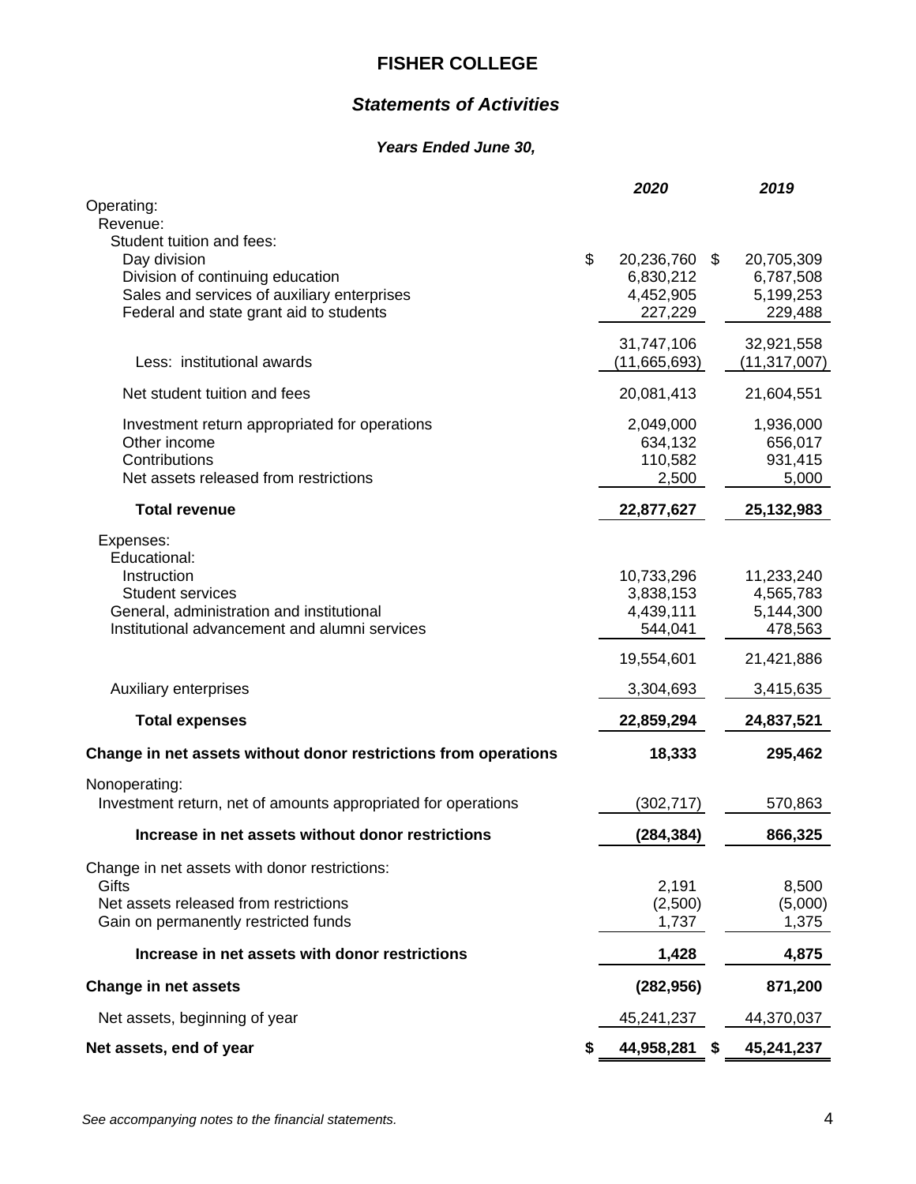# FISHER COLLEGE

## *Statements of Activities*

***Years Ended June 30,***

| | *2020* | *2019* |
|---|---|---|
| Operating: | | |
| Revenue: | | |
| Student tuition and fees: | | |
| Day division | $ 20,236,760 | $ 20,705,309 |
| Division of continuing education | 6,830,212 | 6,787,508 |
| Sales and services of auxiliary enterprises | 4,452,905 | 5,199,253 |
| Federal and state grant aid to students | 227,229 | 229,488 |
| | 31,747,106 | 32,921,558 |
| Less: institutional awards | (11,665,693) | (11,317,007) |
| Net student tuition and fees | 20,081,413 | 21,604,551 |
| Investment return appropriated for operations | 2,049,000 | 1,936,000 |
| Other income | 634,132 | 656,017 |
| Contributions | 110,582 | 931,415 |
| Net assets released from restrictions | 2,500 | 5,000 |
| **Total revenue** | **22,877,627** | **25,132,983** |
| Expenses: | | |
| Educational: | | |
| Instruction | 10,733,296 | 11,233,240 |
| Student services | 3,838,153 | 4,565,783 |
| General, administration and institutional | 4,439,111 | 5,144,300 |
| Institutional advancement and alumni services | 544,041 | 478,563 |
| | 19,554,601 | 21,421,886 |
| Auxiliary enterprises | 3,304,693 | 3,415,635 |
| **Total expenses** | **22,859,294** | **24,837,521** |
| **Change in net assets without donor restrictions from operations** | **18,333** | **295,462** |
| Nonoperating: | | |
| Investment return, net of amounts appropriated for operations | (302,717) | 570,863 |
| **Increase in net assets without donor restrictions** | **(284,384)** | **866,325** |
| Change in net assets with donor restrictions: | | |
| Gifts | 2,191 | 8,500 |
| Net assets released from restrictions | (2,500) | (5,000) |
| Gain on permanently restricted funds | 1,737 | 1,375 |
| **Increase in net assets with donor restrictions** | **1,428** | **4,875** |
| **Change in net assets** | **(282,956)** | **871,200** |
| Net assets, beginning of year | 45,241,237 | 44,370,037 |
| **Net assets, end of year** | **$ 44,958,281** | **$ 45,241,237** |

*See accompanying notes to the financial statements.*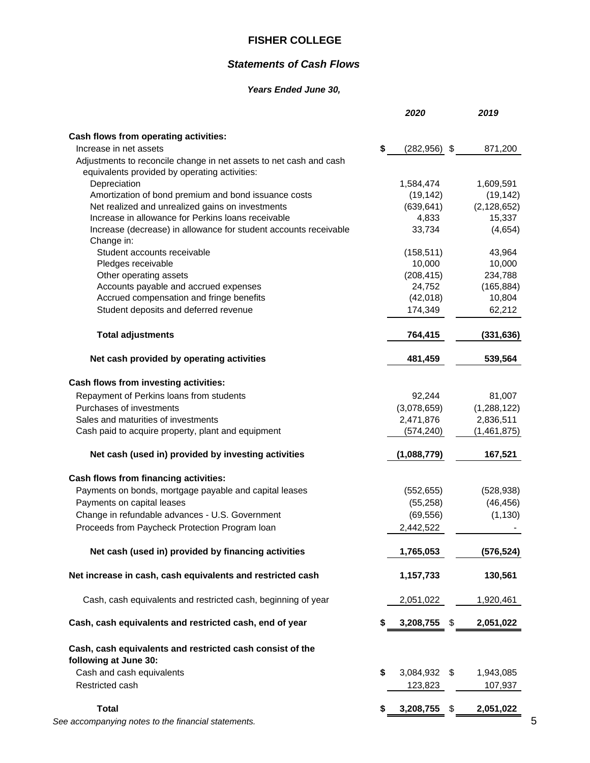# FISHER COLLEGE

## *Statements of Cash Flows*

### *Years Ended June 30,*

| | *2020* | *2019* |
|---|---|---|
| **Cash flows from operating activities:** | | |
| Increase in net assets | $ (282,956) | $ 871,200 |
| Adjustments to reconcile change in net assets to net cash and cash equivalents provided by operating activities: | | |
| Depreciation | 1,584,474 | 1,609,591 |
| Amortization of bond premium and bond issuance costs | (19,142) | (19,142) |
| Net realized and unrealized gains on investments | (639,641) | (2,128,652) |
| Increase in allowance for Perkins loans receivable | 4,833 | 15,337 |
| Increase (decrease) in allowance for student accounts receivable | 33,734 | (4,654) |
| Change in: | | |
| Student accounts receivable | (158,511) | 43,964 |
| Pledges receivable | 10,000 | 10,000 |
| Other operating assets | (208,415) | 234,788 |
| Accounts payable and accrued expenses | 24,752 | (165,884) |
| Accrued compensation and fringe benefits | (42,018) | 10,804 |
| Student deposits and deferred revenue | 174,349 | 62,212 |
| **Total adjustments** | **764,415** | **(331,636)** |
| **Net cash provided by operating activities** | **481,459** | **539,564** |
| **Cash flows from investing activities:** | | |
| Repayment of Perkins loans from students | 92,244 | 81,007 |
| Purchases of investments | (3,078,659) | (1,288,122) |
| Sales and maturities of investments | 2,471,876 | 2,836,511 |
| Cash paid to acquire property, plant and equipment | (574,240) | (1,461,875) |
| **Net cash (used in) provided by investing activities** | **(1,088,779)** | **167,521** |
| **Cash flows from financing activities:** | | |
| Payments on bonds, mortgage payable and capital leases | (552,655) | (528,938) |
| Payments on capital leases | (55,258) | (46,456) |
| Change in refundable advances - U.S. Government | (69,556) | (1,130) |
| Proceeds from Paycheck Protection Program loan | 2,442,522 | - |
| **Net cash (used in) provided by financing activities** | **1,765,053** | **(576,524)** |
| **Net increase in cash, cash equivalents and restricted cash** | **1,157,733** | **130,561** |
| Cash, cash equivalents and restricted cash, beginning of year | 2,051,022 | 1,920,461 |
| **Cash, cash equivalents and restricted cash, end of year** | **$ 3,208,755** | **$ 2,051,022** |
| **Cash, cash equivalents and restricted cash consist of the following at June 30:** | | |
| Cash and cash equivalents | $ 3,084,932 | $ 1,943,085 |
| Restricted cash | 123,823 | 107,937 |
| **Total** | **$ 3,208,755** | **$ 2,051,022** |

*See accompanying notes to the financial statements.*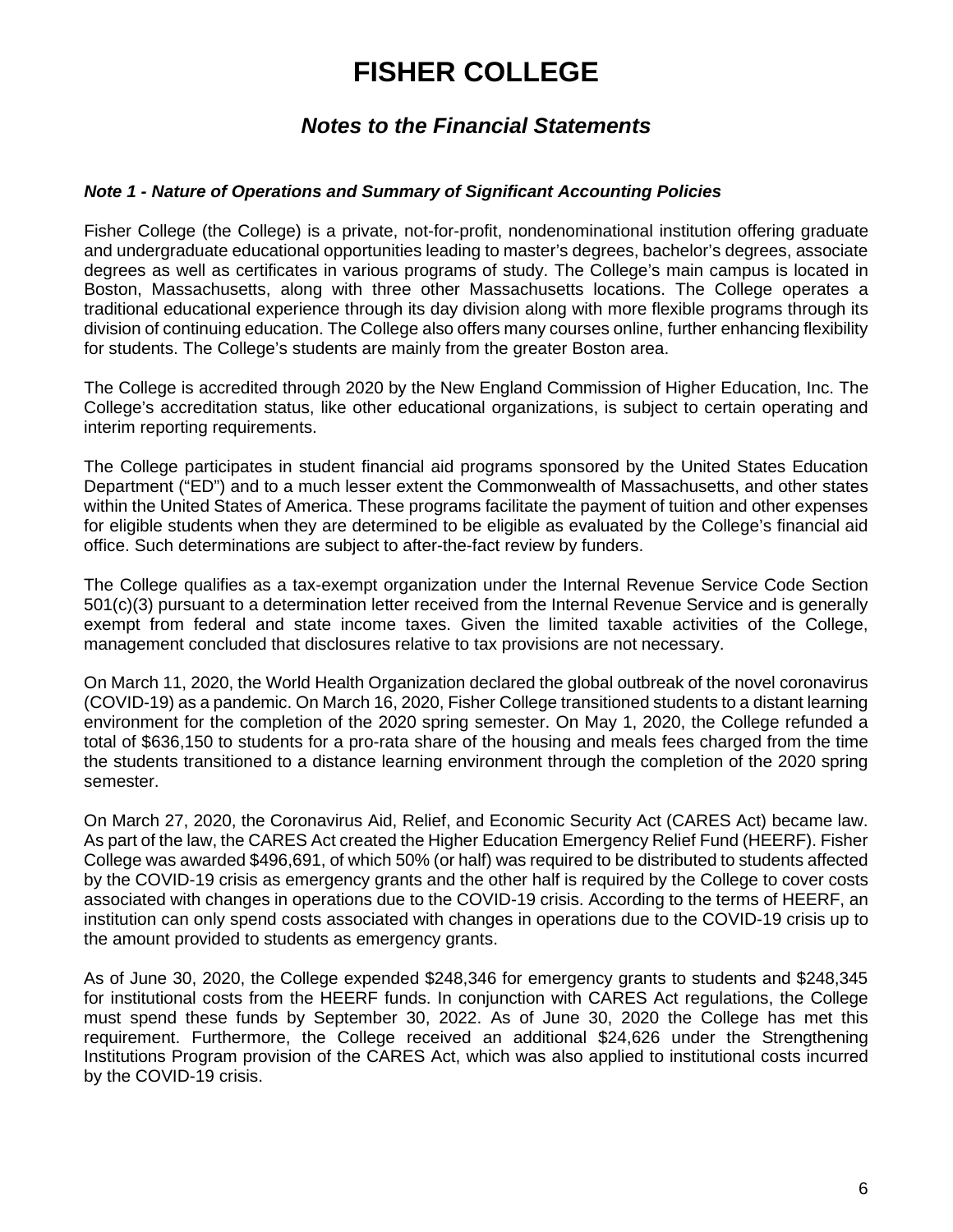# FISHER COLLEGE

## *Notes to the Financial Statements*

### *Note 1 - Nature of Operations and Summary of Significant Accounting Policies*

Fisher College (the College) is a private, not-for-profit, nondenominational institution offering graduate and undergraduate educational opportunities leading to master's degrees, bachelor's degrees, associate degrees as well as certificates in various programs of study. The College's main campus is located in Boston, Massachusetts, along with three other Massachusetts locations. The College operates a traditional educational experience through its day division along with more flexible programs through its division of continuing education. The College also offers many courses online, further enhancing flexibility for students. The College's students are mainly from the greater Boston area.

The College is accredited through 2020 by the New England Commission of Higher Education, Inc. The College's accreditation status, like other educational organizations, is subject to certain operating and interim reporting requirements.

The College participates in student financial aid programs sponsored by the United States Education Department ("ED") and to a much lesser extent the Commonwealth of Massachusetts, and other states within the United States of America. These programs facilitate the payment of tuition and other expenses for eligible students when they are determined to be eligible as evaluated by the College's financial aid office. Such determinations are subject to after-the-fact review by funders.

The College qualifies as a tax-exempt organization under the Internal Revenue Service Code Section 501(c)(3) pursuant to a determination letter received from the Internal Revenue Service and is generally exempt from federal and state income taxes. Given the limited taxable activities of the College, management concluded that disclosures relative to tax provisions are not necessary.

On March 11, 2020, the World Health Organization declared the global outbreak of the novel coronavirus (COVID-19) as a pandemic. On March 16, 2020, Fisher College transitioned students to a distant learning environment for the completion of the 2020 spring semester. On May 1, 2020, the College refunded a total of $636,150 to students for a pro-rata share of the housing and meals fees charged from the time the students transitioned to a distance learning environment through the completion of the 2020 spring semester.

On March 27, 2020, the Coronavirus Aid, Relief, and Economic Security Act (CARES Act) became law. As part of the law, the CARES Act created the Higher Education Emergency Relief Fund (HEERF). Fisher College was awarded $496,691, of which 50% (or half) was required to be distributed to students affected by the COVID-19 crisis as emergency grants and the other half is required by the College to cover costs associated with changes in operations due to the COVID-19 crisis. According to the terms of HEERF, an institution can only spend costs associated with changes in operations due to the COVID-19 crisis up to the amount provided to students as emergency grants.

As of June 30, 2020, the College expended $248,346 for emergency grants to students and $248,345 for institutional costs from the HEERF funds. In conjunction with CARES Act regulations, the College must spend these funds by September 30, 2022. As of June 30, 2020 the College has met this requirement. Furthermore, the College received an additional $24,626 under the Strengthening Institutions Program provision of the CARES Act, which was also applied to institutional costs incurred by the COVID-19 crisis.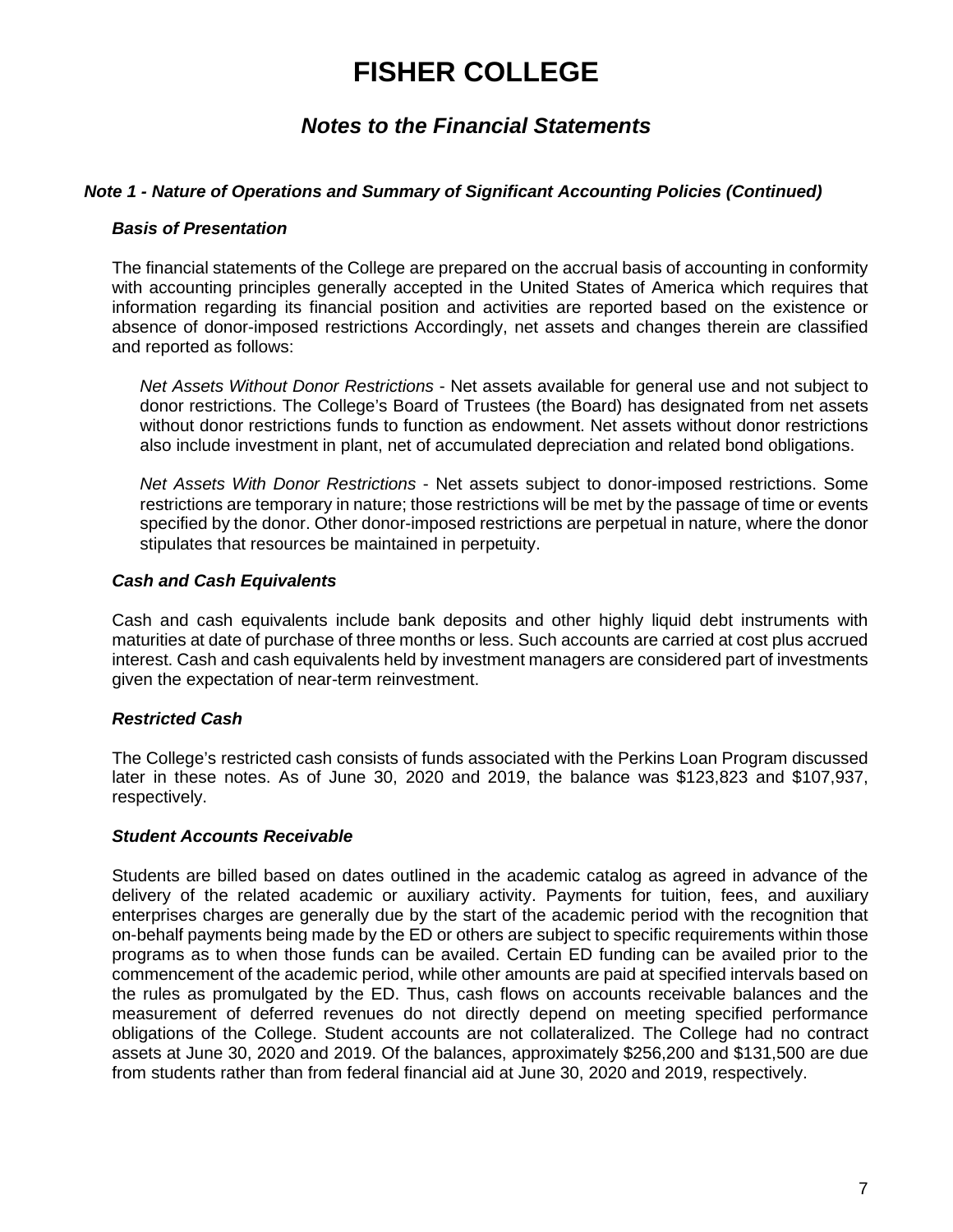# FISHER COLLEGE

## *Notes to the Financial Statements*

### *Note 1 - Nature of Operations and Summary of Significant Accounting Policies (Continued)*

#### *Basis of Presentation*

The financial statements of the College are prepared on the accrual basis of accounting in conformity with accounting principles generally accepted in the United States of America which requires that information regarding its financial position and activities are reported based on the existence or absence of donor-imposed restrictions Accordingly, net assets and changes therein are classified and reported as follows:

*Net Assets Without Donor Restrictions* - Net assets available for general use and not subject to donor restrictions. The College's Board of Trustees (the Board) has designated from net assets without donor restrictions funds to function as endowment. Net assets without donor restrictions also include investment in plant, net of accumulated depreciation and related bond obligations.

*Net Assets With Donor Restrictions* - Net assets subject to donor-imposed restrictions. Some restrictions are temporary in nature; those restrictions will be met by the passage of time or events specified by the donor. Other donor-imposed restrictions are perpetual in nature, where the donor stipulates that resources be maintained in perpetuity.

#### *Cash and Cash Equivalents*

Cash and cash equivalents include bank deposits and other highly liquid debt instruments with maturities at date of purchase of three months or less. Such accounts are carried at cost plus accrued interest. Cash and cash equivalents held by investment managers are considered part of investments given the expectation of near-term reinvestment.

#### *Restricted Cash*

The College's restricted cash consists of funds associated with the Perkins Loan Program discussed later in these notes. As of June 30, 2020 and 2019, the balance was $123,823 and $107,937, respectively.

#### *Student Accounts Receivable*

Students are billed based on dates outlined in the academic catalog as agreed in advance of the delivery of the related academic or auxiliary activity. Payments for tuition, fees, and auxiliary enterprises charges are generally due by the start of the academic period with the recognition that on-behalf payments being made by the ED or others are subject to specific requirements within those programs as to when those funds can be availed. Certain ED funding can be availed prior to the commencement of the academic period, while other amounts are paid at specified intervals based on the rules as promulgated by the ED. Thus, cash flows on accounts receivable balances and the measurement of deferred revenues do not directly depend on meeting specified performance obligations of the College. Student accounts are not collateralized. The College had no contract assets at June 30, 2020 and 2019. Of the balances, approximately $256,200 and $131,500 are due from students rather than from federal financial aid at June 30, 2020 and 2019, respectively.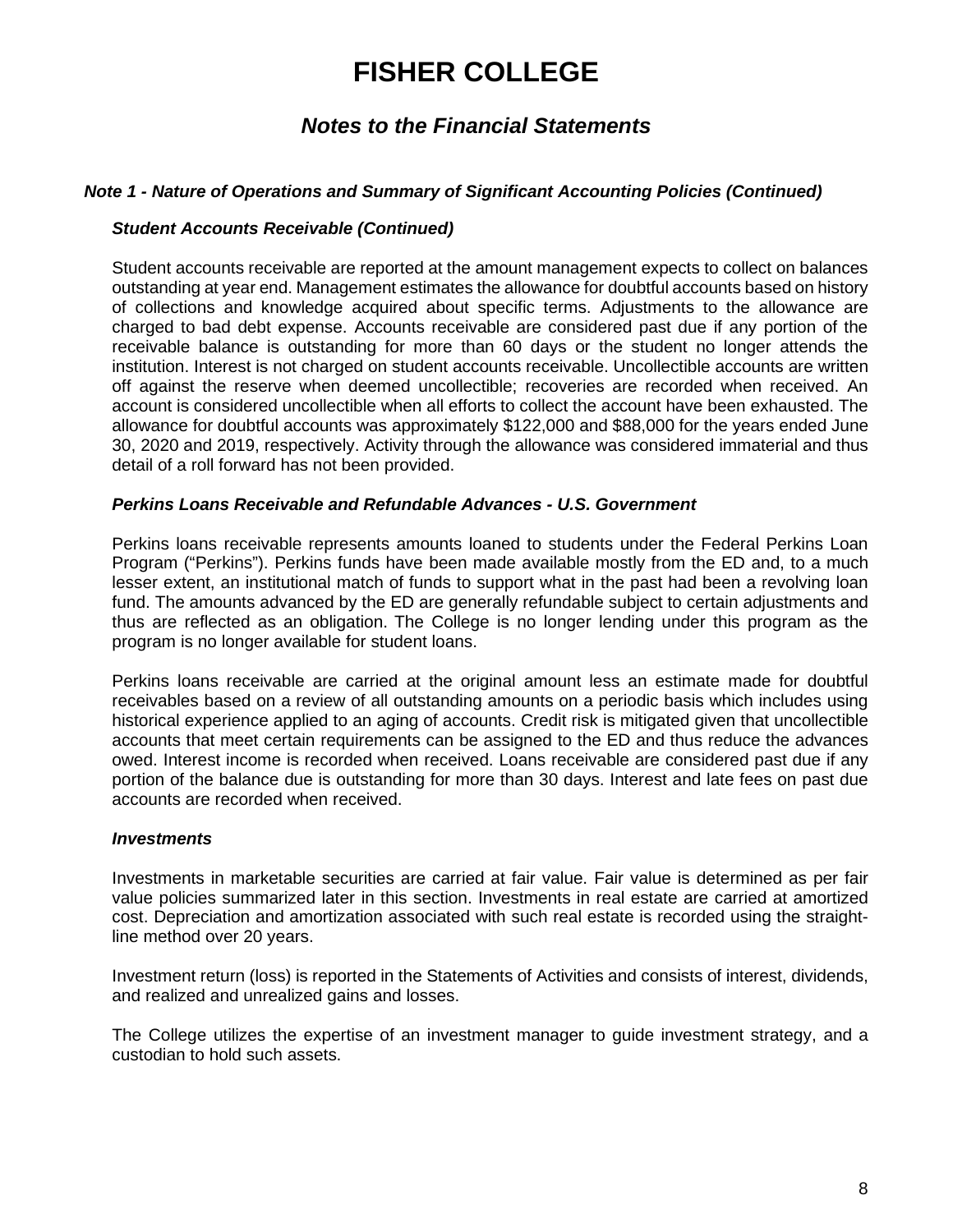# FISHER COLLEGE

## *Notes to the Financial Statements*

### *Note 1 - Nature of Operations and Summary of Significant Accounting Policies (Continued)*

#### *Student Accounts Receivable (Continued)*

Student accounts receivable are reported at the amount management expects to collect on balances outstanding at year end. Management estimates the allowance for doubtful accounts based on history of collections and knowledge acquired about specific terms. Adjustments to the allowance are charged to bad debt expense. Accounts receivable are considered past due if any portion of the receivable balance is outstanding for more than 60 days or the student no longer attends the institution. Interest is not charged on student accounts receivable. Uncollectible accounts are written off against the reserve when deemed uncollectible; recoveries are recorded when received. An account is considered uncollectible when all efforts to collect the account have been exhausted. The allowance for doubtful accounts was approximately $122,000 and $88,000 for the years ended June 30, 2020 and 2019, respectively. Activity through the allowance was considered immaterial and thus detail of a roll forward has not been provided.

#### *Perkins Loans Receivable and Refundable Advances - U.S. Government*

Perkins loans receivable represents amounts loaned to students under the Federal Perkins Loan Program ("Perkins"). Perkins funds have been made available mostly from the ED and, to a much lesser extent, an institutional match of funds to support what in the past had been a revolving loan fund. The amounts advanced by the ED are generally refundable subject to certain adjustments and thus are reflected as an obligation. The College is no longer lending under this program as the program is no longer available for student loans.

Perkins loans receivable are carried at the original amount less an estimate made for doubtful receivables based on a review of all outstanding amounts on a periodic basis which includes using historical experience applied to an aging of accounts. Credit risk is mitigated given that uncollectible accounts that meet certain requirements can be assigned to the ED and thus reduce the advances owed. Interest income is recorded when received. Loans receivable are considered past due if any portion of the balance due is outstanding for more than 30 days. Interest and late fees on past due accounts are recorded when received.

#### *Investments*

Investments in marketable securities are carried at fair value. Fair value is determined as per fair value policies summarized later in this section. Investments in real estate are carried at amortized cost. Depreciation and amortization associated with such real estate is recorded using the straight-line method over 20 years.

Investment return (loss) is reported in the Statements of Activities and consists of interest, dividends, and realized and unrealized gains and losses.

The College utilizes the expertise of an investment manager to guide investment strategy, and a custodian to hold such assets.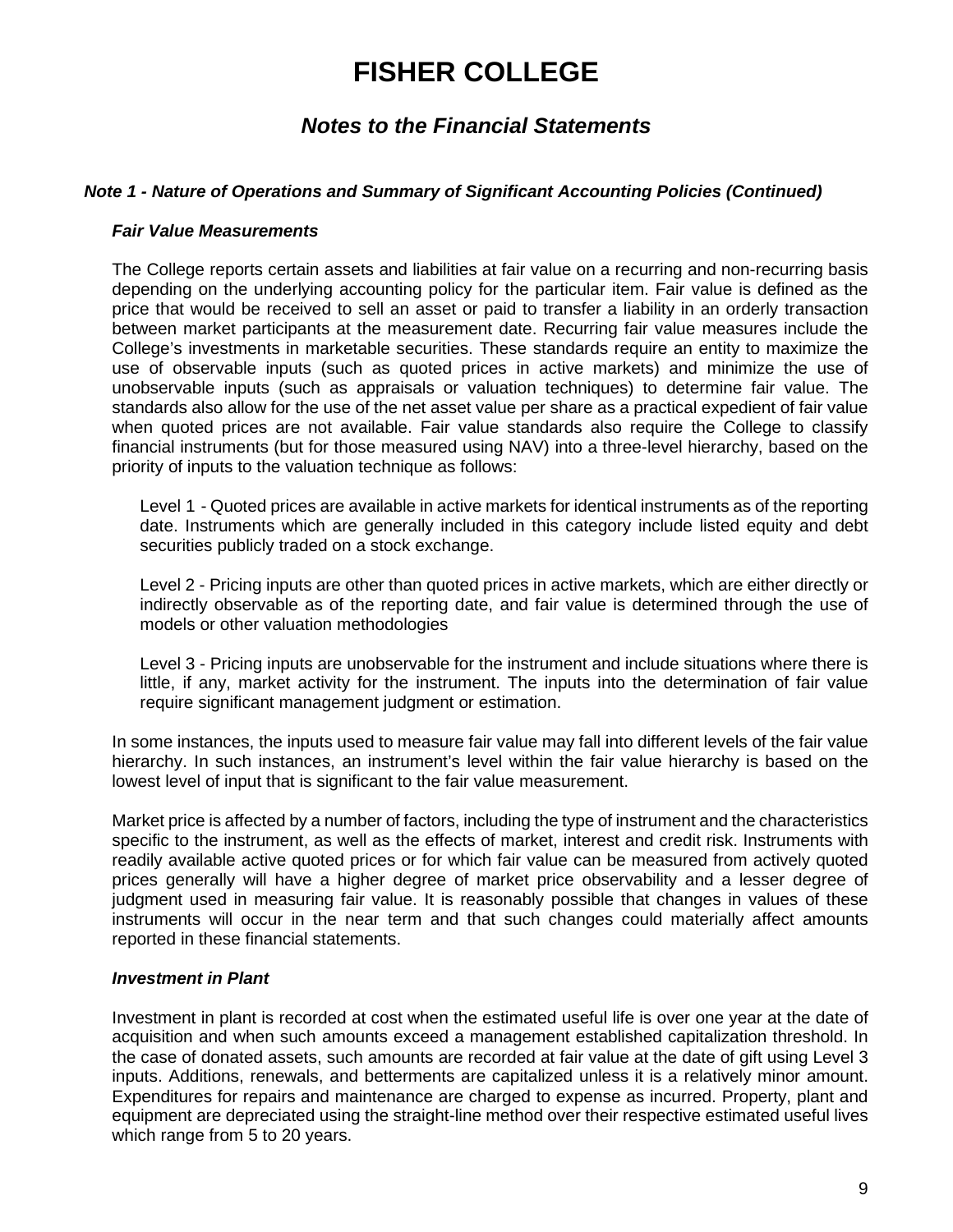# FISHER COLLEGE

## *Notes to the Financial Statements*

### *Note 1 - Nature of Operations and Summary of Significant Accounting Policies (Continued)*

#### *Fair Value Measurements*

The College reports certain assets and liabilities at fair value on a recurring and non-recurring basis depending on the underlying accounting policy for the particular item. Fair value is defined as the price that would be received to sell an asset or paid to transfer a liability in an orderly transaction between market participants at the measurement date. Recurring fair value measures include the College's investments in marketable securities. These standards require an entity to maximize the use of observable inputs (such as quoted prices in active markets) and minimize the use of unobservable inputs (such as appraisals or valuation techniques) to determine fair value. The standards also allow for the use of the net asset value per share as a practical expedient of fair value when quoted prices are not available. Fair value standards also require the College to classify financial instruments (but for those measured using NAV) into a three-level hierarchy, based on the priority of inputs to the valuation technique as follows:

Level 1 - Quoted prices are available in active markets for identical instruments as of the reporting date. Instruments which are generally included in this category include listed equity and debt securities publicly traded on a stock exchange.

Level 2 - Pricing inputs are other than quoted prices in active markets, which are either directly or indirectly observable as of the reporting date, and fair value is determined through the use of models or other valuation methodologies

Level 3 - Pricing inputs are unobservable for the instrument and include situations where there is little, if any, market activity for the instrument. The inputs into the determination of fair value require significant management judgment or estimation.

In some instances, the inputs used to measure fair value may fall into different levels of the fair value hierarchy. In such instances, an instrument's level within the fair value hierarchy is based on the lowest level of input that is significant to the fair value measurement.

Market price is affected by a number of factors, including the type of instrument and the characteristics specific to the instrument, as well as the effects of market, interest and credit risk. Instruments with readily available active quoted prices or for which fair value can be measured from actively quoted prices generally will have a higher degree of market price observability and a lesser degree of judgment used in measuring fair value. It is reasonably possible that changes in values of these instruments will occur in the near term and that such changes could materially affect amounts reported in these financial statements.

#### *Investment in Plant*

Investment in plant is recorded at cost when the estimated useful life is over one year at the date of acquisition and when such amounts exceed a management established capitalization threshold. In the case of donated assets, such amounts are recorded at fair value at the date of gift using Level 3 inputs. Additions, renewals, and betterments are capitalized unless it is a relatively minor amount. Expenditures for repairs and maintenance are charged to expense as incurred. Property, plant and equipment are depreciated using the straight-line method over their respective estimated useful lives which range from 5 to 20 years.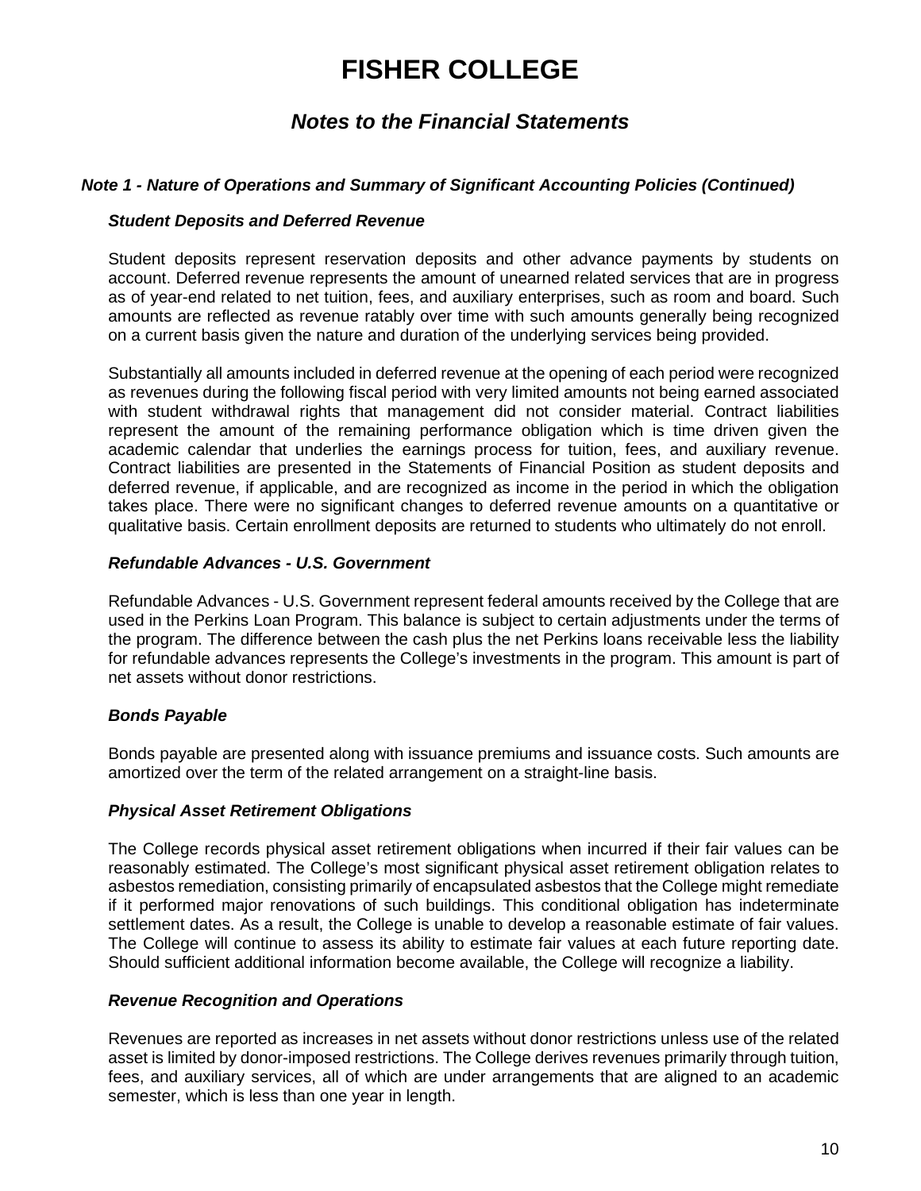# FISHER COLLEGE

## *Notes to the Financial Statements*

### *Note 1 - Nature of Operations and Summary of Significant Accounting Policies (Continued)*

#### *Student Deposits and Deferred Revenue*

Student deposits represent reservation deposits and other advance payments by students on account. Deferred revenue represents the amount of unearned related services that are in progress as of year-end related to net tuition, fees, and auxiliary enterprises, such as room and board. Such amounts are reflected as revenue ratably over time with such amounts generally being recognized on a current basis given the nature and duration of the underlying services being provided.

Substantially all amounts included in deferred revenue at the opening of each period were recognized as revenues during the following fiscal period with very limited amounts not being earned associated with student withdrawal rights that management did not consider material. Contract liabilities represent the amount of the remaining performance obligation which is time driven given the academic calendar that underlies the earnings process for tuition, fees, and auxiliary revenue. Contract liabilities are presented in the Statements of Financial Position as student deposits and deferred revenue, if applicable, and are recognized as income in the period in which the obligation takes place. There were no significant changes to deferred revenue amounts on a quantitative or qualitative basis. Certain enrollment deposits are returned to students who ultimately do not enroll.

#### *Refundable Advances - U.S. Government*

Refundable Advances - U.S. Government represent federal amounts received by the College that are used in the Perkins Loan Program. This balance is subject to certain adjustments under the terms of the program. The difference between the cash plus the net Perkins loans receivable less the liability for refundable advances represents the College's investments in the program. This amount is part of net assets without donor restrictions.

#### *Bonds Payable*

Bonds payable are presented along with issuance premiums and issuance costs. Such amounts are amortized over the term of the related arrangement on a straight-line basis.

#### *Physical Asset Retirement Obligations*

The College records physical asset retirement obligations when incurred if their fair values can be reasonably estimated. The College's most significant physical asset retirement obligation relates to asbestos remediation, consisting primarily of encapsulated asbestos that the College might remediate if it performed major renovations of such buildings. This conditional obligation has indeterminate settlement dates. As a result, the College is unable to develop a reasonable estimate of fair values. The College will continue to assess its ability to estimate fair values at each future reporting date. Should sufficient additional information become available, the College will recognize a liability.

#### *Revenue Recognition and Operations*

Revenues are reported as increases in net assets without donor restrictions unless use of the related asset is limited by donor-imposed restrictions. The College derives revenues primarily through tuition, fees, and auxiliary services, all of which are under arrangements that are aligned to an academic semester, which is less than one year in length.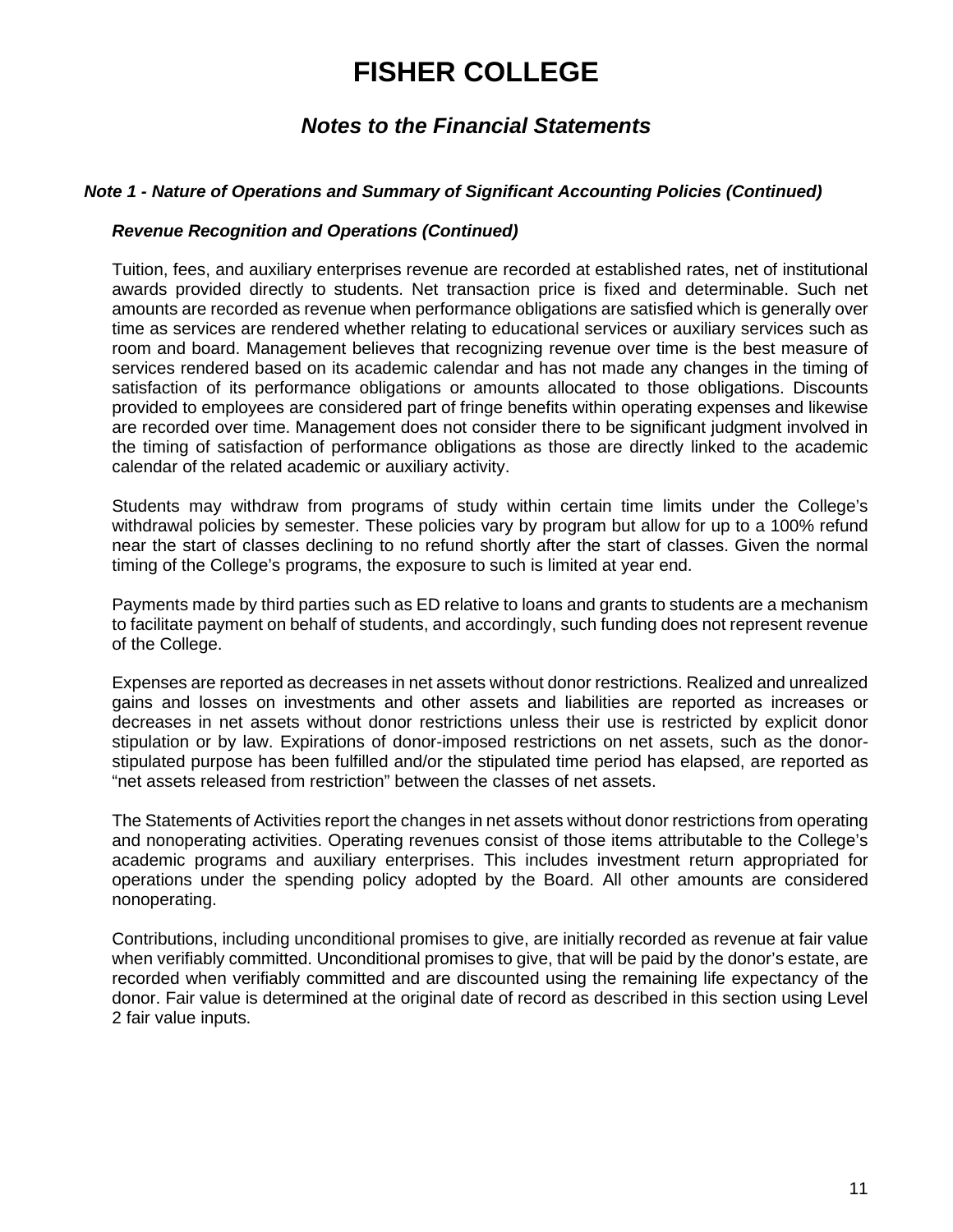# FISHER COLLEGE

## *Notes to the Financial Statements*

### *Note 1 - Nature of Operations and Summary of Significant Accounting Policies (Continued)*

#### *Revenue Recognition and Operations (Continued)*

Tuition, fees, and auxiliary enterprises revenue are recorded at established rates, net of institutional awards provided directly to students. Net transaction price is fixed and determinable. Such net amounts are recorded as revenue when performance obligations are satisfied which is generally over time as services are rendered whether relating to educational services or auxiliary services such as room and board. Management believes that recognizing revenue over time is the best measure of services rendered based on its academic calendar and has not made any changes in the timing of satisfaction of its performance obligations or amounts allocated to those obligations. Discounts provided to employees are considered part of fringe benefits within operating expenses and likewise are recorded over time. Management does not consider there to be significant judgment involved in the timing of satisfaction of performance obligations as those are directly linked to the academic calendar of the related academic or auxiliary activity.

Students may withdraw from programs of study within certain time limits under the College's withdrawal policies by semester. These policies vary by program but allow for up to a 100% refund near the start of classes declining to no refund shortly after the start of classes. Given the normal timing of the College's programs, the exposure to such is limited at year end.

Payments made by third parties such as ED relative to loans and grants to students are a mechanism to facilitate payment on behalf of students, and accordingly, such funding does not represent revenue of the College.

Expenses are reported as decreases in net assets without donor restrictions. Realized and unrealized gains and losses on investments and other assets and liabilities are reported as increases or decreases in net assets without donor restrictions unless their use is restricted by explicit donor stipulation or by law. Expirations of donor-imposed restrictions on net assets, such as the donor-stipulated purpose has been fulfilled and/or the stipulated time period has elapsed, are reported as "net assets released from restriction" between the classes of net assets.

The Statements of Activities report the changes in net assets without donor restrictions from operating and nonoperating activities. Operating revenues consist of those items attributable to the College's academic programs and auxiliary enterprises. This includes investment return appropriated for operations under the spending policy adopted by the Board. All other amounts are considered nonoperating.

Contributions, including unconditional promises to give, are initially recorded as revenue at fair value when verifiably committed. Unconditional promises to give, that will be paid by the donor's estate, are recorded when verifiably committed and are discounted using the remaining life expectancy of the donor. Fair value is determined at the original date of record as described in this section using Level 2 fair value inputs.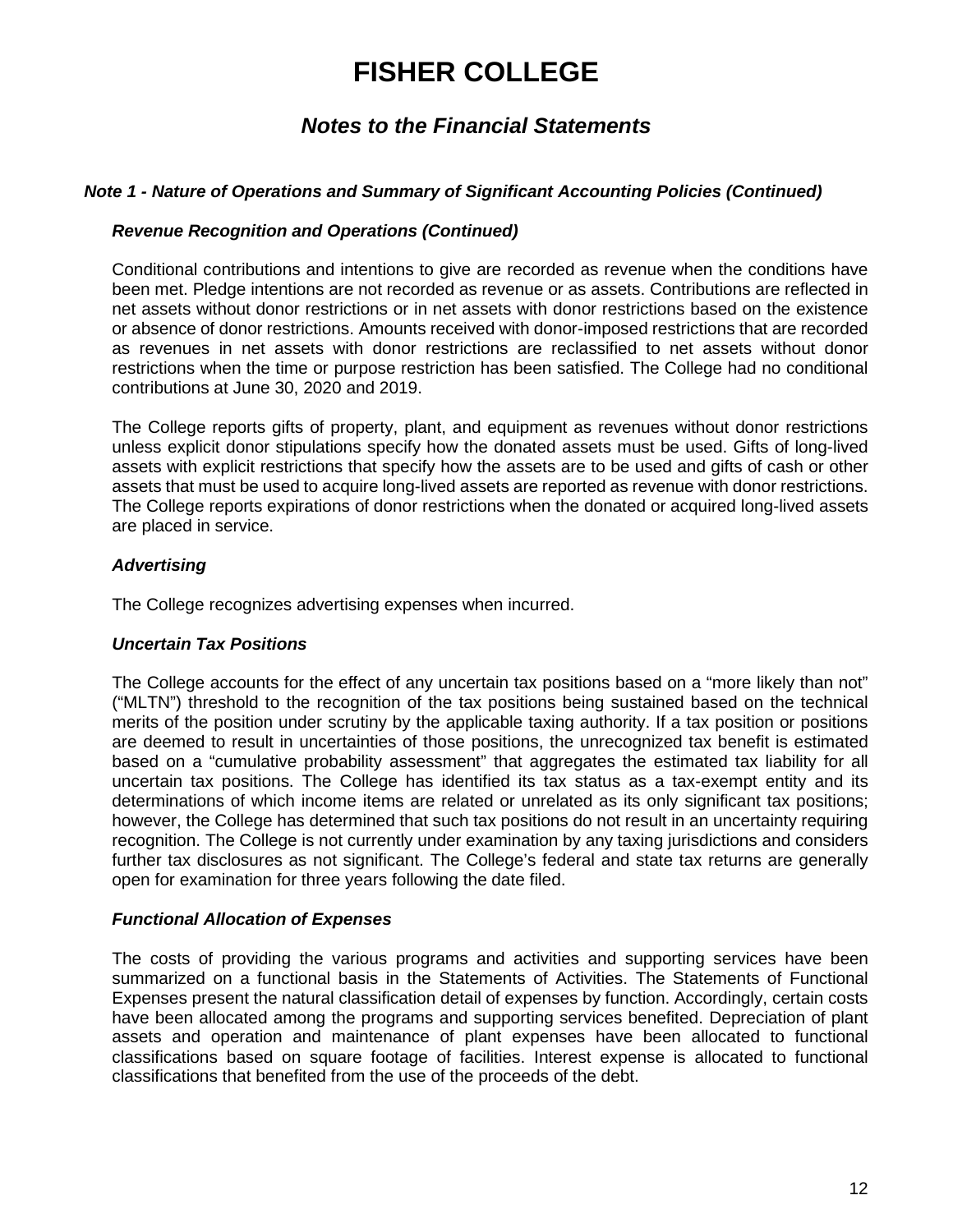# FISHER COLLEGE

## *Notes to the Financial Statements*

### *Note 1 - Nature of Operations and Summary of Significant Accounting Policies (Continued)*

#### *Revenue Recognition and Operations (Continued)*

Conditional contributions and intentions to give are recorded as revenue when the conditions have been met. Pledge intentions are not recorded as revenue or as assets. Contributions are reflected in net assets without donor restrictions or in net assets with donor restrictions based on the existence or absence of donor restrictions. Amounts received with donor-imposed restrictions that are recorded as revenues in net assets with donor restrictions are reclassified to net assets without donor restrictions when the time or purpose restriction has been satisfied. The College had no conditional contributions at June 30, 2020 and 2019.

The College reports gifts of property, plant, and equipment as revenues without donor restrictions unless explicit donor stipulations specify how the donated assets must be used. Gifts of long-lived assets with explicit restrictions that specify how the assets are to be used and gifts of cash or other assets that must be used to acquire long-lived assets are reported as revenue with donor restrictions. The College reports expirations of donor restrictions when the donated or acquired long-lived assets are placed in service.

#### *Advertising*

The College recognizes advertising expenses when incurred.

#### *Uncertain Tax Positions*

The College accounts for the effect of any uncertain tax positions based on a "more likely than not" ("MLTN") threshold to the recognition of the tax positions being sustained based on the technical merits of the position under scrutiny by the applicable taxing authority. If a tax position or positions are deemed to result in uncertainties of those positions, the unrecognized tax benefit is estimated based on a "cumulative probability assessment" that aggregates the estimated tax liability for all uncertain tax positions. The College has identified its tax status as a tax-exempt entity and its determinations of which income items are related or unrelated as its only significant tax positions; however, the College has determined that such tax positions do not result in an uncertainty requiring recognition. The College is not currently under examination by any taxing jurisdictions and considers further tax disclosures as not significant. The College's federal and state tax returns are generally open for examination for three years following the date filed.

#### *Functional Allocation of Expenses*

The costs of providing the various programs and activities and supporting services have been summarized on a functional basis in the Statements of Activities. The Statements of Functional Expenses present the natural classification detail of expenses by function. Accordingly, certain costs have been allocated among the programs and supporting services benefited. Depreciation of plant assets and operation and maintenance of plant expenses have been allocated to functional classifications based on square footage of facilities. Interest expense is allocated to functional classifications that benefited from the use of the proceeds of the debt.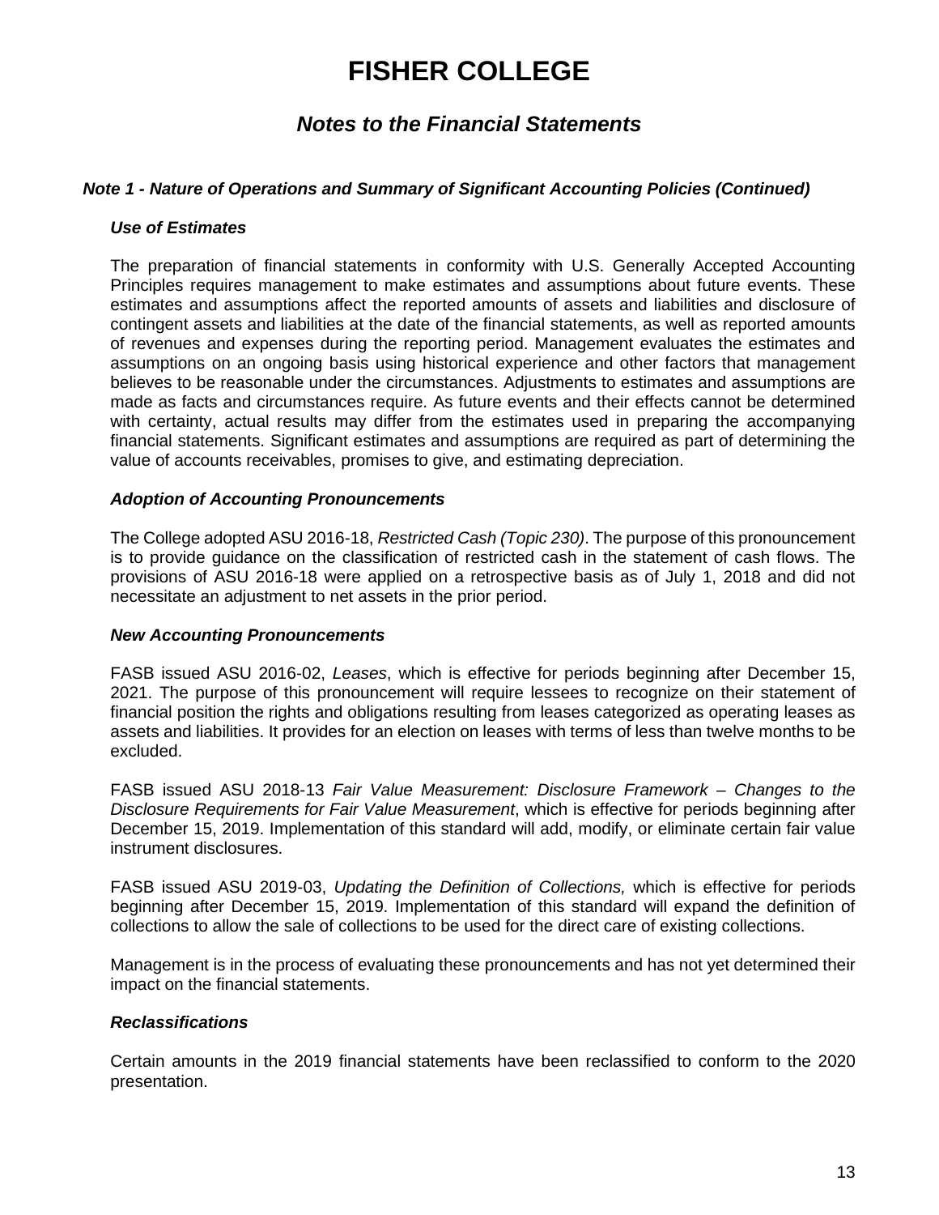# FISHER COLLEGE

## *Notes to the Financial Statements*

### *Note 1 - Nature of Operations and Summary of Significant Accounting Policies (Continued)*

#### *Use of Estimates*

The preparation of financial statements in conformity with U.S. Generally Accepted Accounting Principles requires management to make estimates and assumptions about future events. These estimates and assumptions affect the reported amounts of assets and liabilities and disclosure of contingent assets and liabilities at the date of the financial statements, as well as reported amounts of revenues and expenses during the reporting period. Management evaluates the estimates and assumptions on an ongoing basis using historical experience and other factors that management believes to be reasonable under the circumstances. Adjustments to estimates and assumptions are made as facts and circumstances require. As future events and their effects cannot be determined with certainty, actual results may differ from the estimates used in preparing the accompanying financial statements. Significant estimates and assumptions are required as part of determining the value of accounts receivables, promises to give, and estimating depreciation.

#### *Adoption of Accounting Pronouncements*

The College adopted ASU 2016-18, *Restricted Cash (Topic 230)*. The purpose of this pronouncement is to provide guidance on the classification of restricted cash in the statement of cash flows. The provisions of ASU 2016-18 were applied on a retrospective basis as of July 1, 2018 and did not necessitate an adjustment to net assets in the prior period.

#### *New Accounting Pronouncements*

FASB issued ASU 2016-02, *Leases*, which is effective for periods beginning after December 15, 2021. The purpose of this pronouncement will require lessees to recognize on their statement of financial position the rights and obligations resulting from leases categorized as operating leases as assets and liabilities. It provides for an election on leases with terms of less than twelve months to be excluded.

FASB issued ASU 2018-13 *Fair Value Measurement: Disclosure Framework – Changes to the Disclosure Requirements for Fair Value Measurement*, which is effective for periods beginning after December 15, 2019. Implementation of this standard will add, modify, or eliminate certain fair value instrument disclosures.

FASB issued ASU 2019-03, *Updating the Definition of Collections,* which is effective for periods beginning after December 15, 2019. Implementation of this standard will expand the definition of collections to allow the sale of collections to be used for the direct care of existing collections.

Management is in the process of evaluating these pronouncements and has not yet determined their impact on the financial statements.

#### *Reclassifications*

Certain amounts in the 2019 financial statements have been reclassified to conform to the 2020 presentation.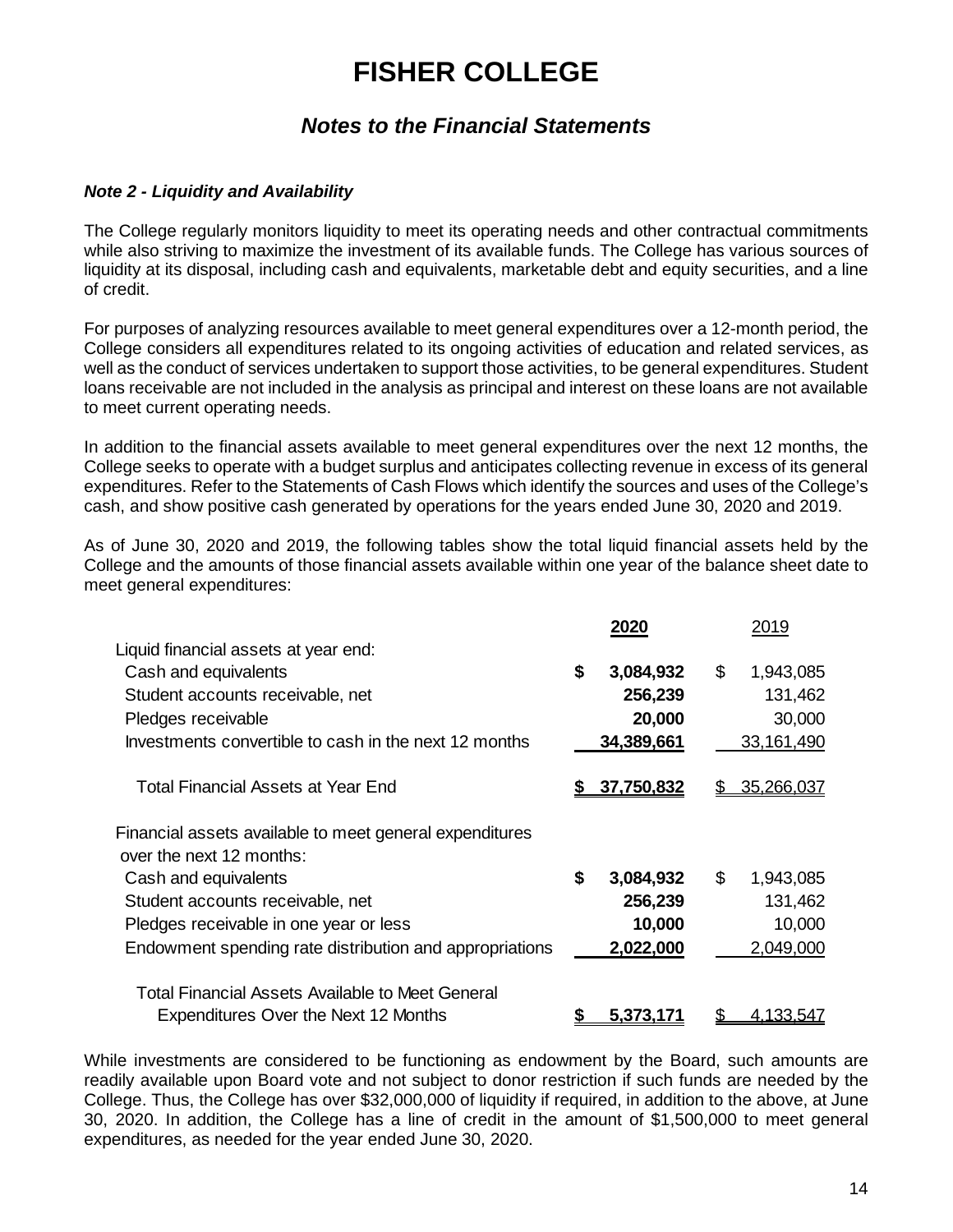# FISHER COLLEGE

## *Notes to the Financial Statements*

### *Note 2 - Liquidity and Availability*

The College regularly monitors liquidity to meet its operating needs and other contractual commitments while also striving to maximize the investment of its available funds. The College has various sources of liquidity at its disposal, including cash and equivalents, marketable debt and equity securities, and a line of credit.

For purposes of analyzing resources available to meet general expenditures over a 12-month period, the College considers all expenditures related to its ongoing activities of education and related services, as well as the conduct of services undertaken to support those activities, to be general expenditures. Student loans receivable are not included in the analysis as principal and interest on these loans are not available to meet current operating needs.

In addition to the financial assets available to meet general expenditures over the next 12 months, the College seeks to operate with a budget surplus and anticipates collecting revenue in excess of its general expenditures. Refer to the Statements of Cash Flows which identify the sources and uses of the College's cash, and show positive cash generated by operations for the years ended June 30, 2020 and 2019.

As of June 30, 2020 and 2019, the following tables show the total liquid financial assets held by the College and the amounts of those financial assets available within one year of the balance sheet date to meet general expenditures:

| | **2020** | 2019 |
|---|---|---|
| Liquid financial assets at year end: | | |
| Cash and equivalents | **$ 3,084,932** | $ 1,943,085 |
| Student accounts receivable, net | **256,239** | 131,462 |
| Pledges receivable | **20,000** | 30,000 |
| Investments convertible to cash in the next 12 months | **34,389,661** | 33,161,490 |
| Total Financial Assets at Year End | **$ 37,750,832** | $ 35,266,037 |
| Financial assets available to meet general expenditures over the next 12 months: | | |
| Cash and equivalents | **$ 3,084,932** | $ 1,943,085 |
| Student accounts receivable, net | **256,239** | 131,462 |
| Pledges receivable in one year or less | **10,000** | 10,000 |
| Endowment spending rate distribution and appropriations | **2,022,000** | 2,049,000 |
| Total Financial Assets Available to Meet General Expenditures Over the Next 12 Months | **$ 5,373,171** | $ 4,133,547 |

While investments are considered to be functioning as endowment by the Board, such amounts are readily available upon Board vote and not subject to donor restriction if such funds are needed by the College. Thus, the College has over $32,000,000 of liquidity if required, in addition to the above, at June 30, 2020. In addition, the College has a line of credit in the amount of $1,500,000 to meet general expenditures, as needed for the year ended June 30, 2020.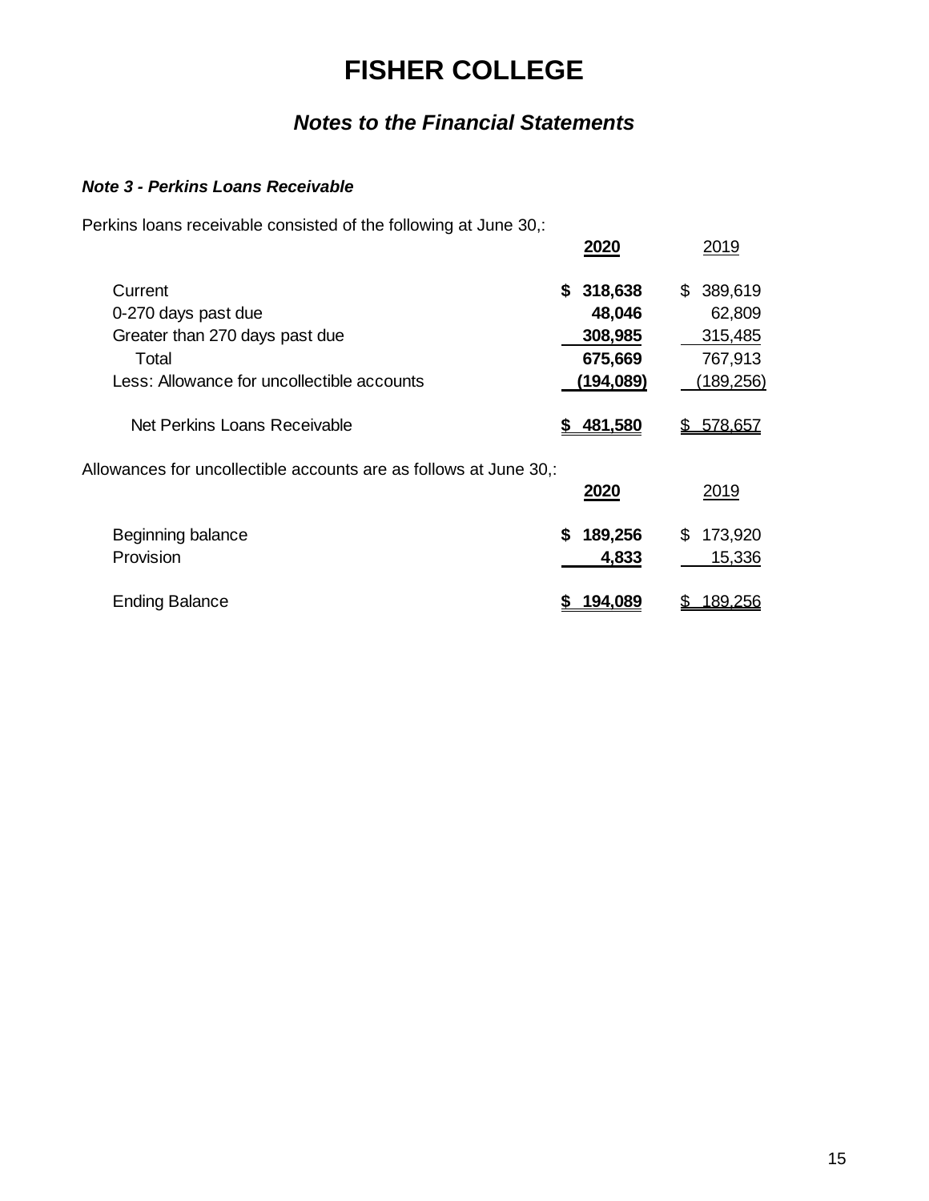# FISHER COLLEGE

## *Notes to the Financial Statements*

***Note 3 - Perkins Loans Receivable***

Perkins loans receivable consisted of the following at June 30,:

| | **2020** | 2019 |
|---|---|---|
| Current | **$ 318,638** | $ 389,619 |
| 0-270 days past due | **48,046** | 62,809 |
| Greater than 270 days past due | **308,985** | 315,485 |
| Total | **675,669** | 767,913 |
| Less: Allowance for uncollectible accounts | **(194,089)** | (189,256) |
| Net Perkins Loans Receivable | **$ 481,580** | $ 578,657 |

Allowances for uncollectible accounts are as follows at June 30,:

| | **2020** | 2019 |
|---|---|---|
| Beginning balance | **$ 189,256** | $ 173,920 |
| Provision | **4,833** | 15,336 |
| Ending Balance | **$ 194,089** | $ 189,256 |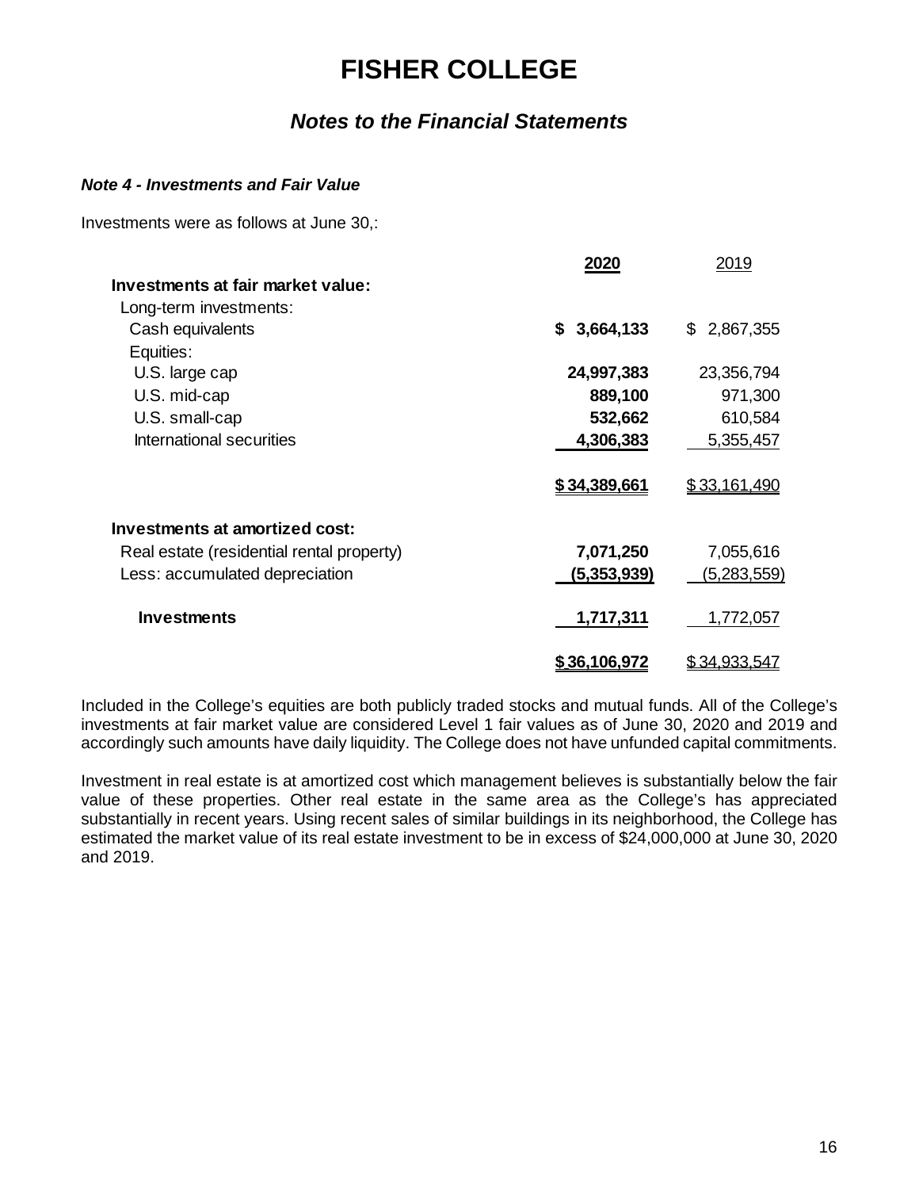# FISHER COLLEGE

## *Notes to the Financial Statements*

### ***Note 4 - Investments and Fair Value***

Investments were as follows at June 30,:

| | **2020** | 2019 |
|---|---|---|
| **Investments at fair market value:** | | |
| Long-term investments: | | |
| Cash equivalents | **$ 3,664,133** | $ 2,867,355 |
| Equities: | | |
| U.S. large cap | **24,997,383** | 23,356,794 |
| U.S. mid-cap | **889,100** | 971,300 |
| U.S. small-cap | **532,662** | 610,584 |
| International securities | **4,306,383** | 5,355,457 |
| | **$ 34,389,661** | $ 33,161,490 |
| **Investments at amortized cost:** | | |
| Real estate (residential rental property) | **7,071,250** | 7,055,616 |
| Less: accumulated depreciation | **(5,353,939)** | (5,283,559) |
| **Investments** | **1,717,311** | 1,772,057 |
| | **$ 36,106,972** | $ 34,933,547 |

Included in the College's equities are both publicly traded stocks and mutual funds. All of the College's investments at fair market value are considered Level 1 fair values as of June 30, 2020 and 2019 and accordingly such amounts have daily liquidity. The College does not have unfunded capital commitments.

Investment in real estate is at amortized cost which management believes is substantially below the fair value of these properties. Other real estate in the same area as the College's has appreciated substantially in recent years. Using recent sales of similar buildings in its neighborhood, the College has estimated the market value of its real estate investment to be in excess of $24,000,000 at June 30, 2020 and 2019.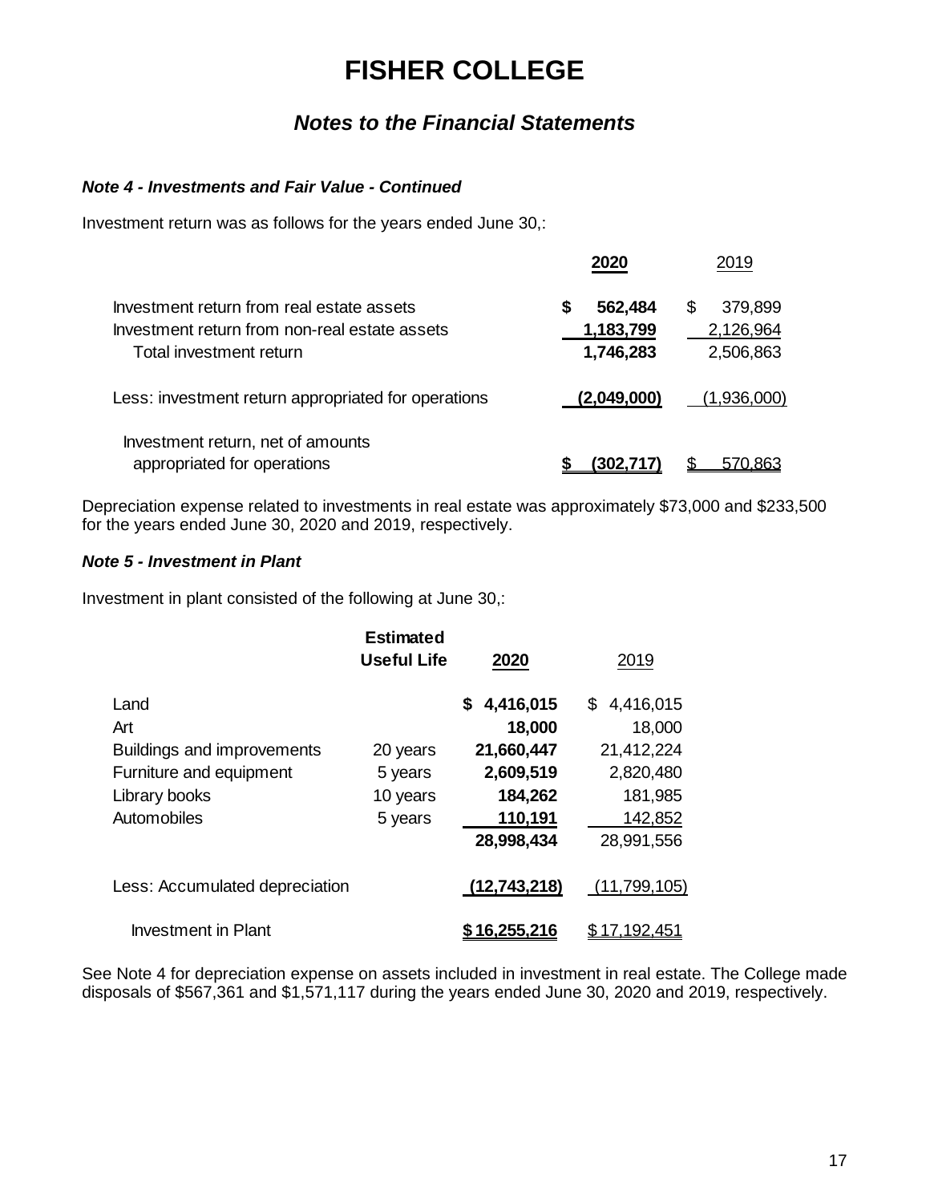# FISHER COLLEGE

## *Notes to the Financial Statements*

### *Note 4 - Investments and Fair Value - Continued*

Investment return was as follows for the years ended June 30,:

| | 2020 | 2019 |
|---|---|---|
| Investment return from real estate assets | $ 562,484 | $ 379,899 |
| Investment return from non-real estate assets | 1,183,799 | 2,126,964 |
| Total investment return | 1,746,283 | 2,506,863 |
| Less: investment return appropriated for operations | (2,049,000) | (1,936,000) |
| Investment return, net of amounts appropriated for operations | $ (302,717) | $ 570,863 |

Depreciation expense related to investments in real estate was approximately $73,000 and $233,500 for the years ended June 30, 2020 and 2019, respectively.

### *Note 5 - Investment in Plant*

Investment in plant consisted of the following at June 30,:

| | Estimated Useful Life | 2020 | 2019 |
|---|---|---|---|
| Land | | $ 4,416,015 | $ 4,416,015 |
| Art | | 18,000 | 18,000 |
| Buildings and improvements | 20 years | 21,660,447 | 21,412,224 |
| Furniture and equipment | 5 years | 2,609,519 | 2,820,480 |
| Library books | 10 years | 184,262 | 181,985 |
| Automobiles | 5 years | 110,191 | 142,852 |
| | | 28,998,434 | 28,991,556 |
| Less: Accumulated depreciation | | (12,743,218) | (11,799,105) |
| Investment in Plant | | $ 16,255,216 | $ 17,192,451 |

See Note 4 for depreciation expense on assets included in investment in real estate. The College made disposals of $567,361 and $1,571,117 during the years ended June 30, 2020 and 2019, respectively.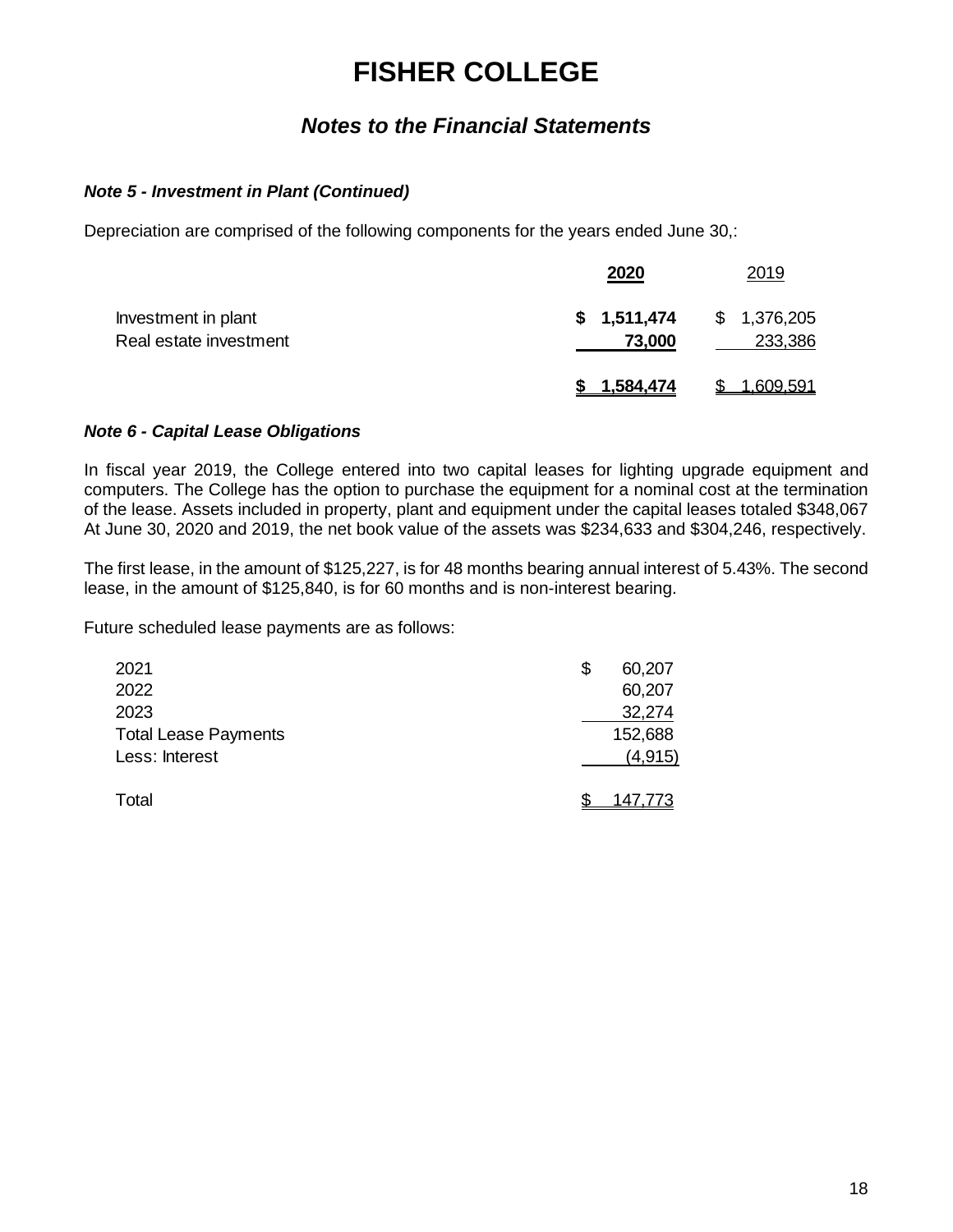# FISHER COLLEGE

## *Notes to the Financial Statements*

### *Note 5 - Investment in Plant (Continued)*

Depreciation are comprised of the following components for the years ended June 30,:

| | 2020 | 2019 |
|---|---|---|
| Investment in plant | $ 1,511,474 | $ 1,376,205 |
| Real estate investment | 73,000 | 233,386 |
| | $ 1,584,474 | $ 1,609,591 |

### *Note 6 - Capital Lease Obligations*

In fiscal year 2019, the College entered into two capital leases for lighting upgrade equipment and computers. The College has the option to purchase the equipment for a nominal cost at the termination of the lease. Assets included in property, plant and equipment under the capital leases totaled $348,067 At June 30, 2020 and 2019, the net book value of the assets was $234,633 and $304,246, respectively.

The first lease, in the amount of $125,227, is for 48 months bearing annual interest of 5.43%. The second lease, in the amount of $125,840, is for 60 months and is non-interest bearing.

Future scheduled lease payments are as follows:

| | |
|---|---|
| 2021 | $ 60,207 |
| 2022 | 60,207 |
| 2023 | 32,274 |
| Total Lease Payments | 152,688 |
| Less: Interest | (4,915) |
| Total | $ 147,773 |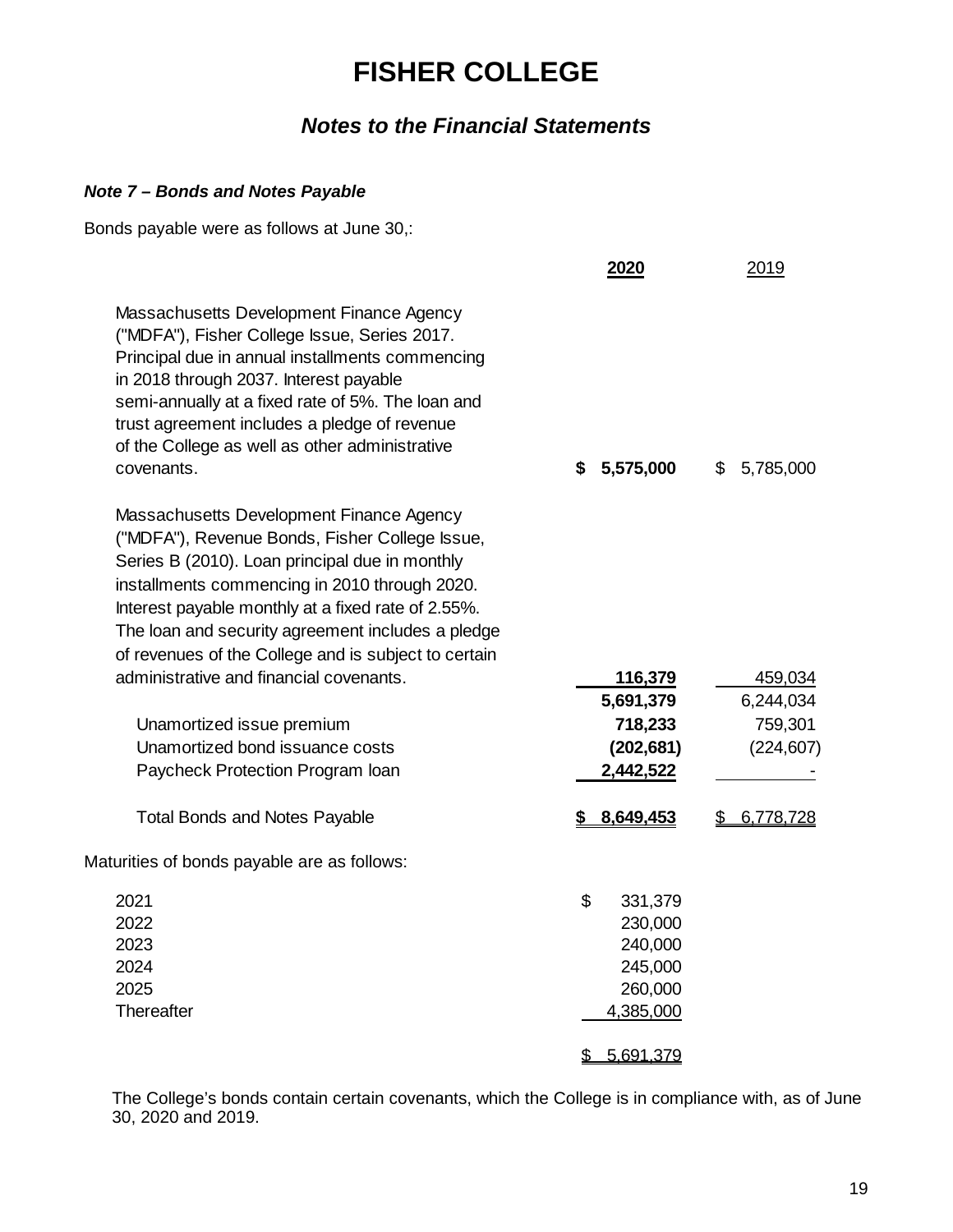# FISHER COLLEGE

## *Notes to the Financial Statements*

### *Note 7 – Bonds and Notes Payable*

Bonds payable were as follows at June 30,:

| | **2020** | 2019 |
|---|---|---|
| Massachusetts Development Finance Agency ("MDFA"), Fisher College Issue, Series 2017. Principal due in annual installments commencing in 2018 through 2037. Interest payable semi-annually at a fixed rate of 5%. The loan and trust agreement includes a pledge of revenue of the College as well as other administrative covenants. | **$ 5,575,000** | $ 5,785,000 |
| Massachusetts Development Finance Agency ("MDFA"), Revenue Bonds, Fisher College Issue, Series B (2010). Loan principal due in monthly installments commencing in 2010 through 2020. Interest payable monthly at a fixed rate of 2.55%. The loan and security agreement includes a pledge of revenues of the College and is subject to certain administrative and financial covenants. | **116,379** | 459,034 |
| | **5,691,379** | 6,244,034 |
| Unamortized issue premium | **718,233** | 759,301 |
| Unamortized bond issuance costs | **(202,681)** | (224,607) |
| Paycheck Protection Program loan | **2,442,522** | - |
| Total Bonds and Notes Payable | **$ 8,649,453** | $ 6,778,728 |

Maturities of bonds payable are as follows:

| | |
|---|---|
| 2021 | $ 331,379 |
| 2022 | 230,000 |
| 2023 | 240,000 |
| 2024 | 245,000 |
| 2025 | 260,000 |
| Thereafter | 4,385,000 |
| | $ 5,691,379 |

The College's bonds contain certain covenants, which the College is in compliance with, as of June 30, 2020 and 2019.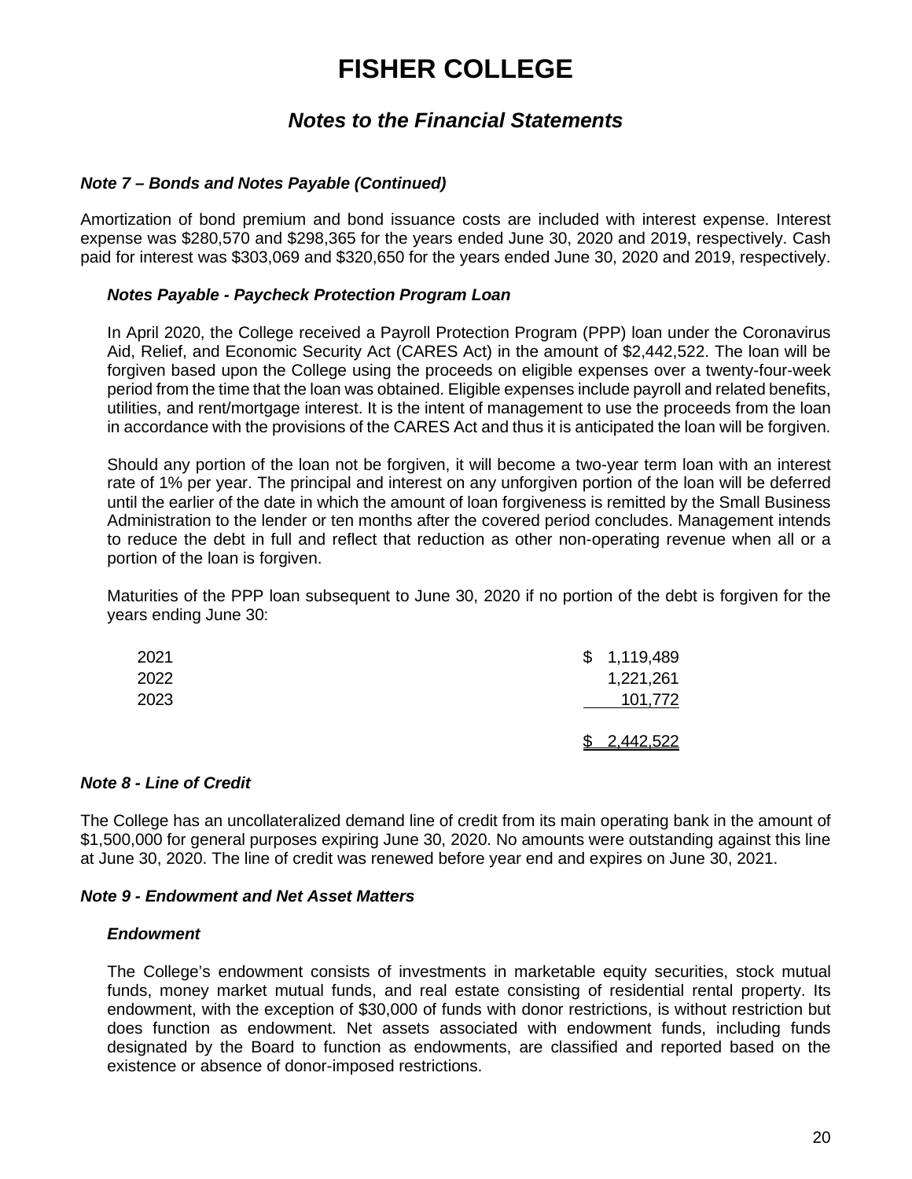# FISHER COLLEGE

## *Notes to the Financial Statements*

### *Note 7 – Bonds and Notes Payable (Continued)*

Amortization of bond premium and bond issuance costs are included with interest expense. Interest expense was $280,570 and $298,365 for the years ended June 30, 2020 and 2019, respectively. Cash paid for interest was $303,069 and $320,650 for the years ended June 30, 2020 and 2019, respectively.

#### *Notes Payable - Paycheck Protection Program Loan*

In April 2020, the College received a Payroll Protection Program (PPP) loan under the Coronavirus Aid, Relief, and Economic Security Act (CARES Act) in the amount of $2,442,522. The loan will be forgiven based upon the College using the proceeds on eligible expenses over a twenty-four-week period from the time that the loan was obtained. Eligible expenses include payroll and related benefits, utilities, and rent/mortgage interest. It is the intent of management to use the proceeds from the loan in accordance with the provisions of the CARES Act and thus it is anticipated the loan will be forgiven.

Should any portion of the loan not be forgiven, it will become a two-year term loan with an interest rate of 1% per year. The principal and interest on any unforgiven portion of the loan will be deferred until the earlier of the date in which the amount of loan forgiveness is remitted by the Small Business Administration to the lender or ten months after the covered period concludes. Management intends to reduce the debt in full and reflect that reduction as other non-operating revenue when all or a portion of the loan is forgiven.

Maturities of the PPP loan subsequent to June 30, 2020 if no portion of the debt is forgiven for the years ending June 30:

| | |
|---|---|
| 2021 | $ 1,119,489 |
| 2022 | 1,221,261 |
| 2023 | 101,772 |
| | $ 2,442,522 |

### *Note 8 - Line of Credit*

The College has an uncollateralized demand line of credit from its main operating bank in the amount of $1,500,000 for general purposes expiring June 30, 2020. No amounts were outstanding against this line at June 30, 2020. The line of credit was renewed before year end and expires on June 30, 2021.

### *Note 9 - Endowment and Net Asset Matters*

#### *Endowment*

The College's endowment consists of investments in marketable equity securities, stock mutual funds, money market mutual funds, and real estate consisting of residential rental property. Its endowment, with the exception of $30,000 of funds with donor restrictions, is without restriction but does function as endowment. Net assets associated with endowment funds, including funds designated by the Board to function as endowments, are classified and reported based on the existence or absence of donor-imposed restrictions.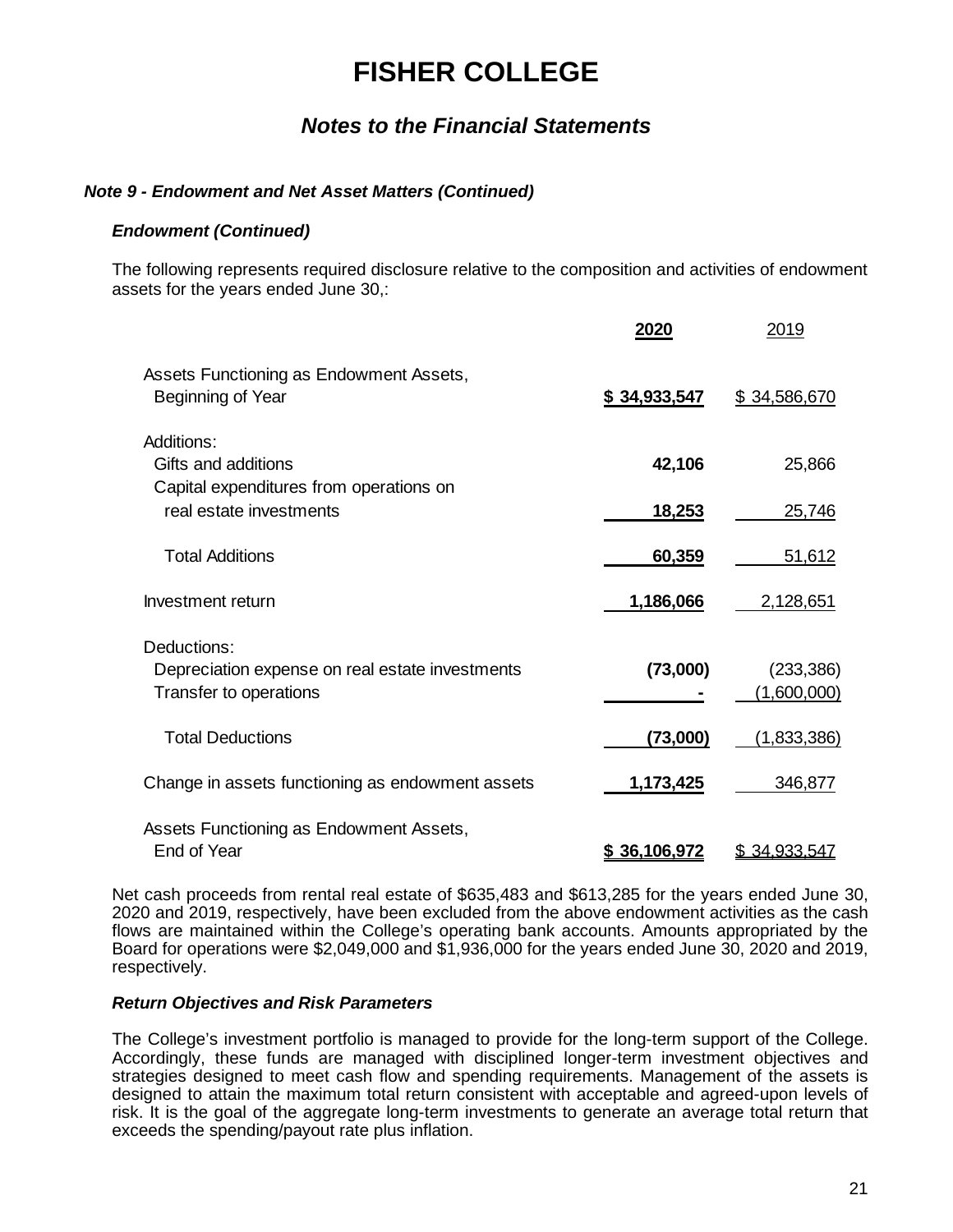# FISHER COLLEGE

## *Notes to the Financial Statements*

### *Note 9 - Endowment and Net Asset Matters (Continued)*

#### *Endowment (Continued)*

The following represents required disclosure relative to the composition and activities of endowment assets for the years ended June 30,:

| | **2020** | 2019 |
|---|---|---|
| Assets Functioning as Endowment Assets, Beginning of Year | **$ 34,933,547** | $ 34,586,670 |
| Additions: | | |
| Gifts and additions | **42,106** | 25,866 |
| Capital expenditures from operations on real estate investments | **18,253** | 25,746 |
| Total Additions | **60,359** | 51,612 |
| Investment return | **1,186,066** | 2,128,651 |
| Deductions: | | |
| Depreciation expense on real estate investments | **(73,000)** | (233,386) |
| Transfer to operations | **-** | (1,600,000) |
| Total Deductions | **(73,000)** | (1,833,386) |
| Change in assets functioning as endowment assets | **1,173,425** | 346,877 |
| Assets Functioning as Endowment Assets, End of Year | **$ 36,106,972** | $ 34,933,547 |

Net cash proceeds from rental real estate of $635,483 and $613,285 for the years ended June 30, 2020 and 2019, respectively, have been excluded from the above endowment activities as the cash flows are maintained within the College's operating bank accounts. Amounts appropriated by the Board for operations were $2,049,000 and $1,936,000 for the years ended June 30, 2020 and 2019, respectively.

#### *Return Objectives and Risk Parameters*

The College's investment portfolio is managed to provide for the long-term support of the College. Accordingly, these funds are managed with disciplined longer-term investment objectives and strategies designed to meet cash flow and spending requirements. Management of the assets is designed to attain the maximum total return consistent with acceptable and agreed-upon levels of risk. It is the goal of the aggregate long-term investments to generate an average total return that exceeds the spending/payout rate plus inflation.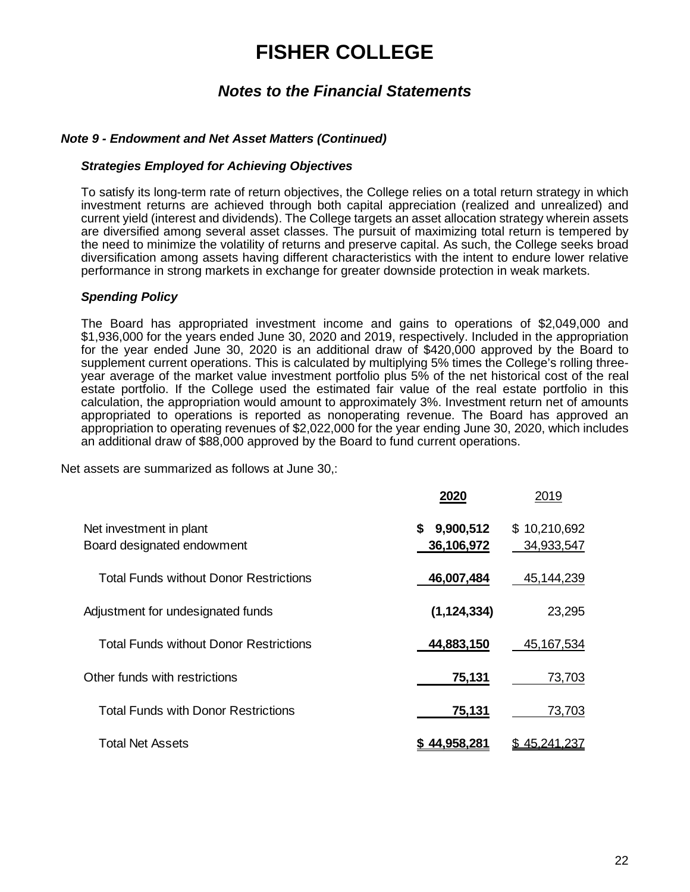# FISHER COLLEGE

## *Notes to the Financial Statements*

### *Note 9 - Endowment and Net Asset Matters (Continued)*

#### *Strategies Employed for Achieving Objectives*

To satisfy its long-term rate of return objectives, the College relies on a total return strategy in which investment returns are achieved through both capital appreciation (realized and unrealized) and current yield (interest and dividends). The College targets an asset allocation strategy wherein assets are diversified among several asset classes. The pursuit of maximizing total return is tempered by the need to minimize the volatility of returns and preserve capital. As such, the College seeks broad diversification among assets having different characteristics with the intent to endure lower relative performance in strong markets in exchange for greater downside protection in weak markets.

#### *Spending Policy*

The Board has appropriated investment income and gains to operations of $2,049,000 and $1,936,000 for the years ended June 30, 2020 and 2019, respectively. Included in the appropriation for the year ended June 30, 2020 is an additional draw of $420,000 approved by the Board to supplement current operations. This is calculated by multiplying 5% times the College's rolling three-year average of the market value investment portfolio plus 5% of the net historical cost of the real estate portfolio. If the College used the estimated fair value of the real estate portfolio in this calculation, the appropriation would amount to approximately 3%. Investment return net of amounts appropriated to operations is reported as nonoperating revenue. The Board has approved an appropriation to operating revenues of $2,022,000 for the year ending June 30, 2020, which includes an additional draw of $88,000 approved by the Board to fund current operations.

Net assets are summarized as follows at June 30,:

| | **2020** | 2019 |
|---|---|---|
| Net investment in plant | **$ 9,900,512** | $ 10,210,692 |
| Board designated endowment | **36,106,972** | 34,933,547 |
| Total Funds without Donor Restrictions | **46,007,484** | 45,144,239 |
| Adjustment for undesignated funds | **(1,124,334)** | 23,295 |
| Total Funds without Donor Restrictions | **44,883,150** | 45,167,534 |
| Other funds with restrictions | **75,131** | 73,703 |
| Total Funds with Donor Restrictions | **75,131** | 73,703 |
| Total Net Assets | **$ 44,958,281** | $ 45,241,237 |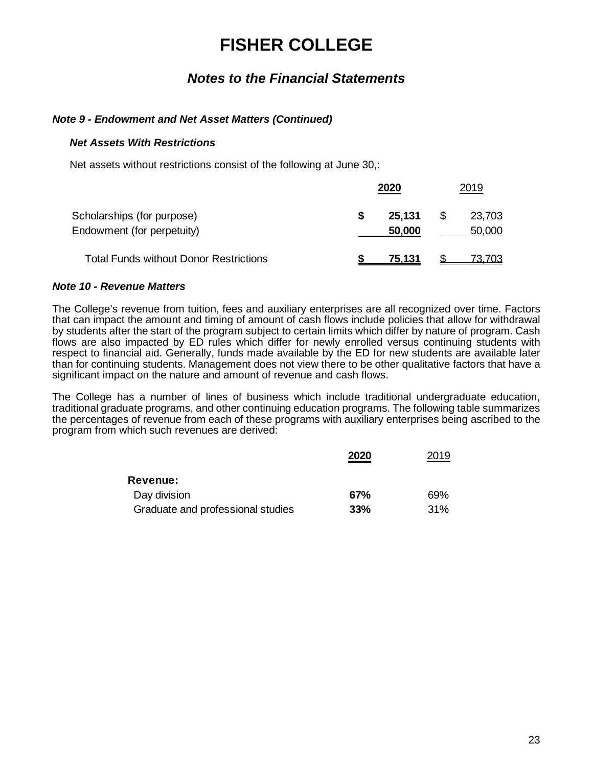# FISHER COLLEGE

## *Notes to the Financial Statements*

### *Note 9 - Endowment and Net Asset Matters (Continued)*

#### *Net Assets With Restrictions*

Net assets without restrictions consist of the following at June 30,:

| | **2020** | 2019 |
|---|---|---|
| Scholarships (for purpose) | **$ 25,131** | $ 23,703 |
| Endowment (for perpetuity) | **50,000** | 50,000 |
| Total Funds without Donor Restrictions | **$ 75,131** | $ 73,703 |

### *Note 10 - Revenue Matters*

The College's revenue from tuition, fees and auxiliary enterprises are all recognized over time. Factors that can impact the amount and timing of amount of cash flows include policies that allow for withdrawal by students after the start of the program subject to certain limits which differ by nature of program. Cash flows are also impacted by ED rules which differ for newly enrolled versus continuing students with respect to financial aid. Generally, funds made available by the ED for new students are available later than for continuing students. Management does not view there to be other qualitative factors that have a significant impact on the nature and amount of revenue and cash flows.

The College has a number of lines of business which include traditional undergraduate education, traditional graduate programs, and other continuing education programs. The following table summarizes the percentages of revenue from each of these programs with auxiliary enterprises being ascribed to the program from which such revenues are derived:

| | **2020** | 2019 |
|---|---|---|
| **Revenue:** | | |
| Day division | **67%** | 69% |
| Graduate and professional studies | **33%** | 31% |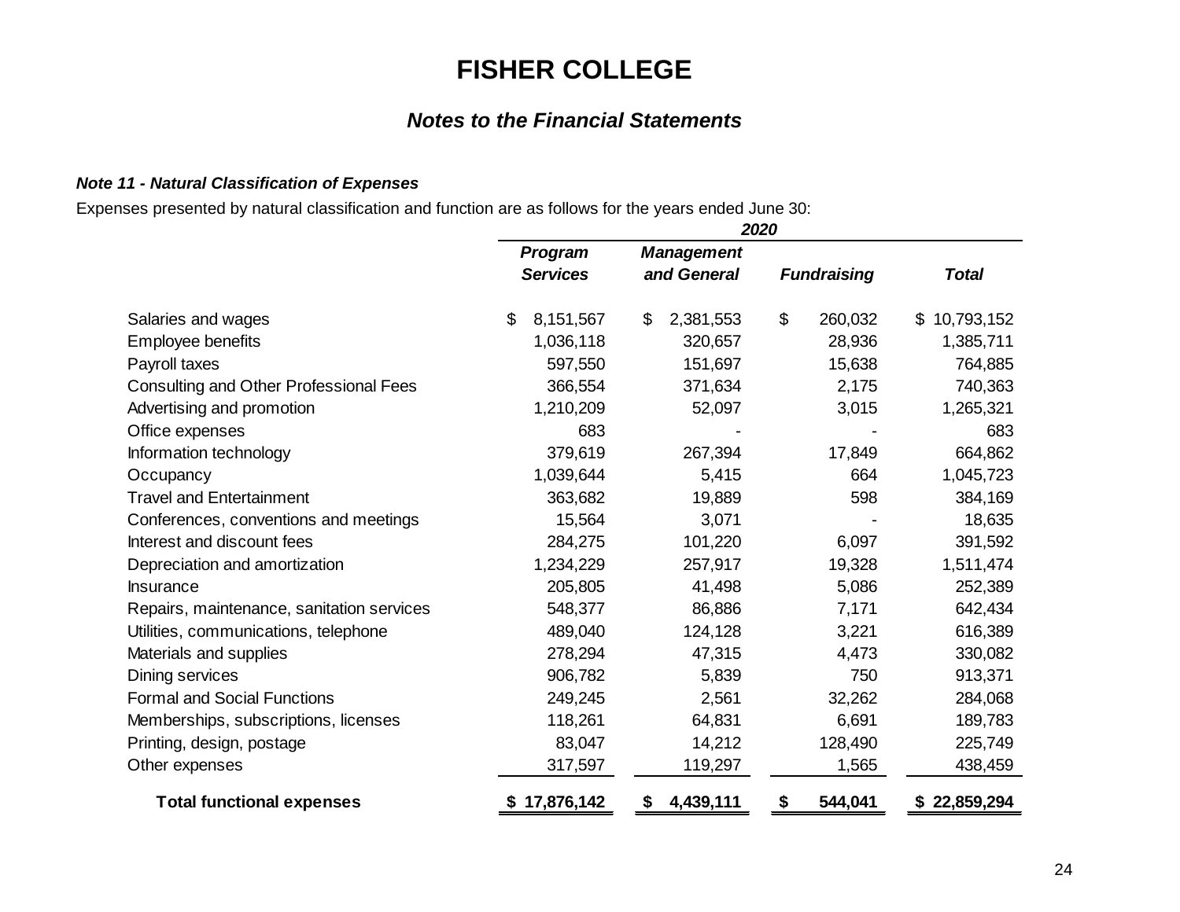# FISHER COLLEGE

## *Notes to the Financial Statements*

***Note 11 - Natural Classification of Expenses***

Expenses presented by natural classification and function are as follows for the years ended June 30:

| | 2020 | | | |
|---|---|---|---|---|
| | ***Program Services*** | ***Management and General*** | ***Fundraising*** | ***Total*** |
| Salaries and wages | $ 8,151,567 | $ 2,381,553 | $ 260,032 | $ 10,793,152 |
| Employee benefits | 1,036,118 | 320,657 | 28,936 | 1,385,711 |
| Payroll taxes | 597,550 | 151,697 | 15,638 | 764,885 |
| Consulting and Other Professional Fees | 366,554 | 371,634 | 2,175 | 740,363 |
| Advertising and promotion | 1,210,209 | 52,097 | 3,015 | 1,265,321 |
| Office expenses | 683 | - | - | 683 |
| Information technology | 379,619 | 267,394 | 17,849 | 664,862 |
| Occupancy | 1,039,644 | 5,415 | 664 | 1,045,723 |
| Travel and Entertainment | 363,682 | 19,889 | 598 | 384,169 |
| Conferences, conventions and meetings | 15,564 | 3,071 | - | 18,635 |
| Interest and discount fees | 284,275 | 101,220 | 6,097 | 391,592 |
| Depreciation and amortization | 1,234,229 | 257,917 | 19,328 | 1,511,474 |
| Insurance | 205,805 | 41,498 | 5,086 | 252,389 |
| Repairs, maintenance, sanitation services | 548,377 | 86,886 | 7,171 | 642,434 |
| Utilities, communications, telephone | 489,040 | 124,128 | 3,221 | 616,389 |
| Materials and supplies | 278,294 | 47,315 | 4,473 | 330,082 |
| Dining services | 906,782 | 5,839 | 750 | 913,371 |
| Formal and Social Functions | 249,245 | 2,561 | 32,262 | 284,068 |
| Memberships, subscriptions, licenses | 118,261 | 64,831 | 6,691 | 189,783 |
| Printing, design, postage | 83,047 | 14,212 | 128,490 | 225,749 |
| Other expenses | 317,597 | 119,297 | 1,565 | 438,459 |
| **Total functional expenses** | **$ 17,876,142** | **$ 4,439,111** | **$ 544,041** | **$ 22,859,294** |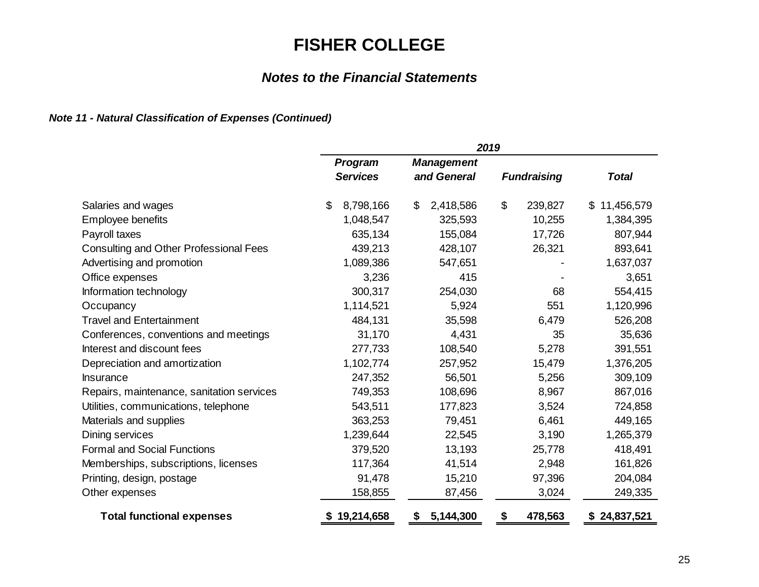# FISHER COLLEGE

## *Notes to the Financial Statements*

***Note 11 - Natural Classification of Expenses (Continued)***

| | 2019 | | | |
|---|---|---|---|---|
| | ***Program Services*** | ***Management and General*** | ***Fundraising*** | ***Total*** |
| Salaries and wages | $ 8,798,166 | $ 2,418,586 | $ 239,827 | $ 11,456,579 |
| Employee benefits | 1,048,547 | 325,593 | 10,255 | 1,384,395 |
| Payroll taxes | 635,134 | 155,084 | 17,726 | 807,944 |
| Consulting and Other Professional Fees | 439,213 | 428,107 | 26,321 | 893,641 |
| Advertising and promotion | 1,089,386 | 547,651 | - | 1,637,037 |
| Office expenses | 3,236 | 415 | - | 3,651 |
| Information technology | 300,317 | 254,030 | 68 | 554,415 |
| Occupancy | 1,114,521 | 5,924 | 551 | 1,120,996 |
| Travel and Entertainment | 484,131 | 35,598 | 6,479 | 526,208 |
| Conferences, conventions and meetings | 31,170 | 4,431 | 35 | 35,636 |
| Interest and discount fees | 277,733 | 108,540 | 5,278 | 391,551 |
| Depreciation and amortization | 1,102,774 | 257,952 | 15,479 | 1,376,205 |
| Insurance | 247,352 | 56,501 | 5,256 | 309,109 |
| Repairs, maintenance, sanitation services | 749,353 | 108,696 | 8,967 | 867,016 |
| Utilities, communications, telephone | 543,511 | 177,823 | 3,524 | 724,858 |
| Materials and supplies | 363,253 | 79,451 | 6,461 | 449,165 |
| Dining services | 1,239,644 | 22,545 | 3,190 | 1,265,379 |
| Formal and Social Functions | 379,520 | 13,193 | 25,778 | 418,491 |
| Memberships, subscriptions, licenses | 117,364 | 41,514 | 2,948 | 161,826 |
| Printing, design, postage | 91,478 | 15,210 | 97,396 | 204,084 |
| Other expenses | 158,855 | 87,456 | 3,024 | 249,335 |
| **Total functional expenses** | **$ 19,214,658** | **$ 5,144,300** | **$ 478,563** | **$ 24,837,521** |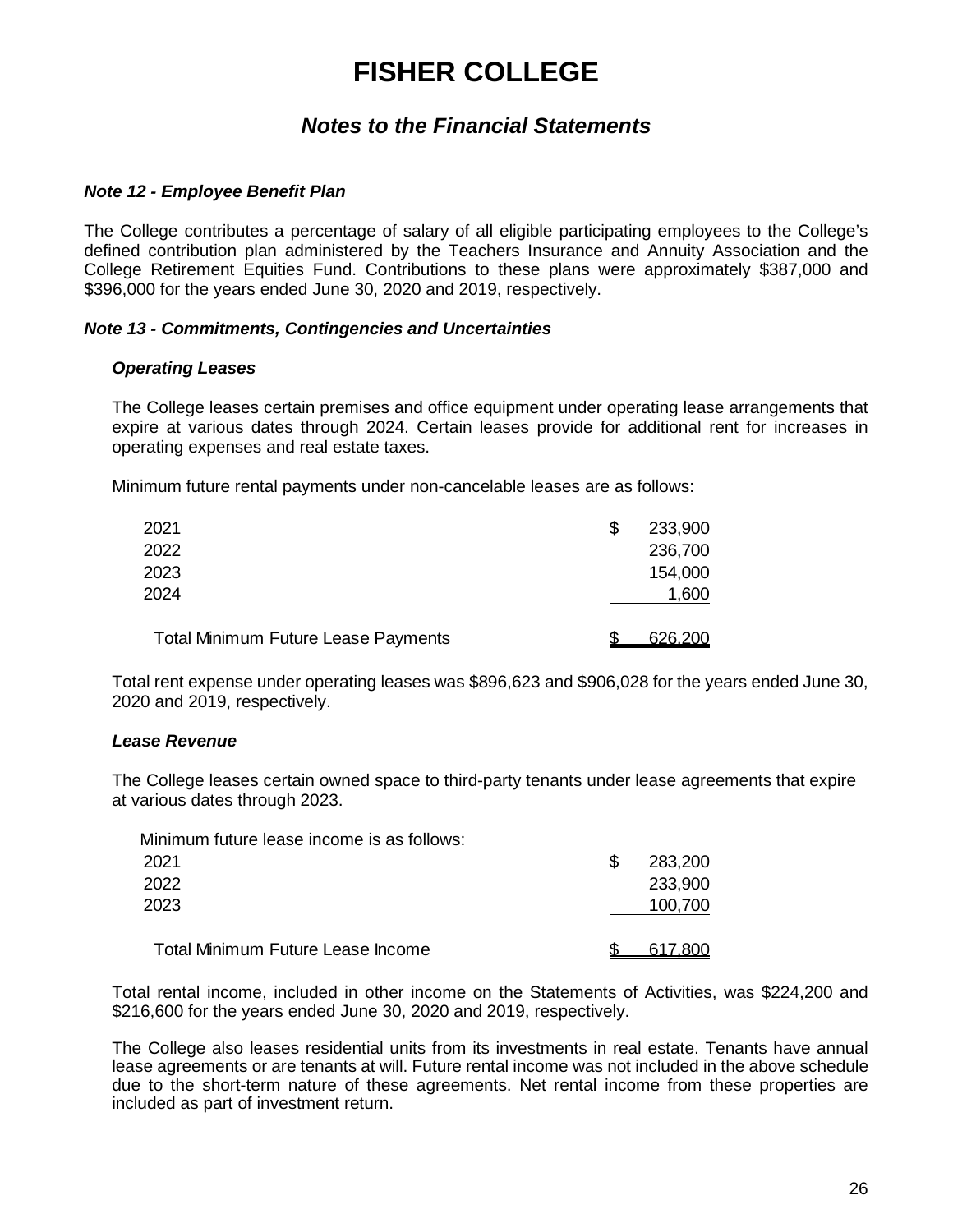# FISHER COLLEGE

## *Notes to the Financial Statements*

### *Note 12 - Employee Benefit Plan*

The College contributes a percentage of salary of all eligible participating employees to the College's defined contribution plan administered by the Teachers Insurance and Annuity Association and the College Retirement Equities Fund. Contributions to these plans were approximately $387,000 and $396,000 for the years ended June 30, 2020 and 2019, respectively.

### *Note 13 - Commitments, Contingencies and Uncertainties*

#### *Operating Leases*

The College leases certain premises and office equipment under operating lease arrangements that expire at various dates through 2024. Certain leases provide for additional rent for increases in operating expenses and real estate taxes.

Minimum future rental payments under non-cancelable leases are as follows:

| | |
|---|---|
| 2021 | $ 233,900 |
| 2022 | 236,700 |
| 2023 | 154,000 |
| 2024 | 1,600 |
| Total Minimum Future Lease Payments | $ 626,200 |

Total rent expense under operating leases was $896,623 and $906,028 for the years ended June 30, 2020 and 2019, respectively.

#### *Lease Revenue*

The College leases certain owned space to third-party tenants under lease agreements that expire at various dates through 2023.

Minimum future lease income is as follows:

| | |
|---|---|
| 2021 | $ 283,200 |
| 2022 | 233,900 |
| 2023 | 100,700 |
| Total Minimum Future Lease Income | $ 617,800 |

Total rental income, included in other income on the Statements of Activities, was $224,200 and $216,600 for the years ended June 30, 2020 and 2019, respectively.

The College also leases residential units from its investments in real estate. Tenants have annual lease agreements or are tenants at will. Future rental income was not included in the above schedule due to the short-term nature of these agreements. Net rental income from these properties are included as part of investment return.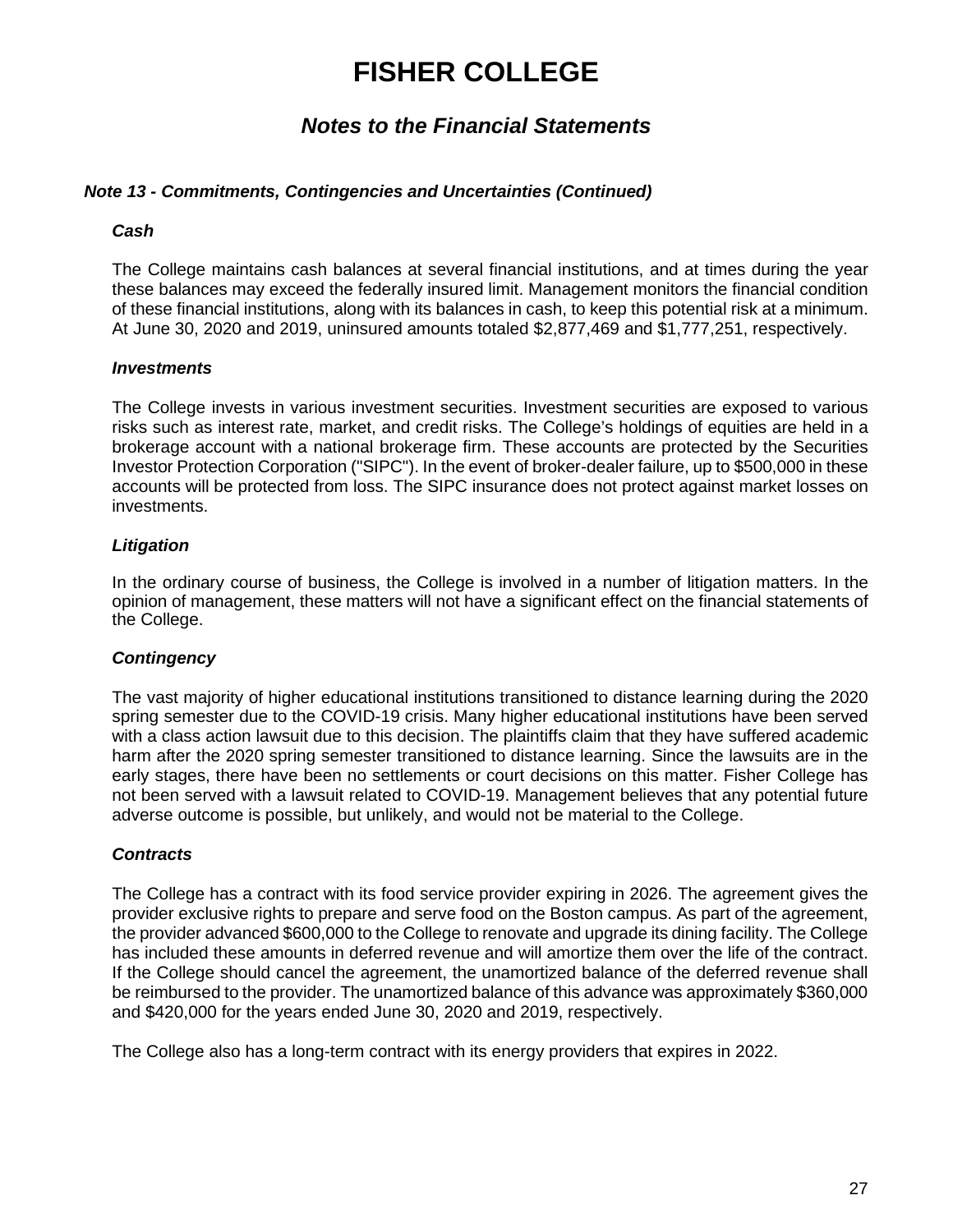# FISHER COLLEGE

## *Notes to the Financial Statements*

### *Note 13 - Commitments, Contingencies and Uncertainties (Continued)*

#### *Cash*

The College maintains cash balances at several financial institutions, and at times during the year these balances may exceed the federally insured limit. Management monitors the financial condition of these financial institutions, along with its balances in cash, to keep this potential risk at a minimum. At June 30, 2020 and 2019, uninsured amounts totaled $2,877,469 and $1,777,251, respectively.

#### *Investments*

The College invests in various investment securities. Investment securities are exposed to various risks such as interest rate, market, and credit risks. The College's holdings of equities are held in a brokerage account with a national brokerage firm. These accounts are protected by the Securities Investor Protection Corporation ("SIPC"). In the event of broker-dealer failure, up to $500,000 in these accounts will be protected from loss. The SIPC insurance does not protect against market losses on investments.

#### *Litigation*

In the ordinary course of business, the College is involved in a number of litigation matters. In the opinion of management, these matters will not have a significant effect on the financial statements of the College.

#### *Contingency*

The vast majority of higher educational institutions transitioned to distance learning during the 2020 spring semester due to the COVID-19 crisis. Many higher educational institutions have been served with a class action lawsuit due to this decision. The plaintiffs claim that they have suffered academic harm after the 2020 spring semester transitioned to distance learning. Since the lawsuits are in the early stages, there have been no settlements or court decisions on this matter. Fisher College has not been served with a lawsuit related to COVID-19. Management believes that any potential future adverse outcome is possible, but unlikely, and would not be material to the College.

#### *Contracts*

The College has a contract with its food service provider expiring in 2026. The agreement gives the provider exclusive rights to prepare and serve food on the Boston campus. As part of the agreement, the provider advanced $600,000 to the College to renovate and upgrade its dining facility. The College has included these amounts in deferred revenue and will amortize them over the life of the contract. If the College should cancel the agreement, the unamortized balance of the deferred revenue shall be reimbursed to the provider. The unamortized balance of this advance was approximately $360,000 and $420,000 for the years ended June 30, 2020 and 2019, respectively.

The College also has a long-term contract with its energy providers that expires in 2022.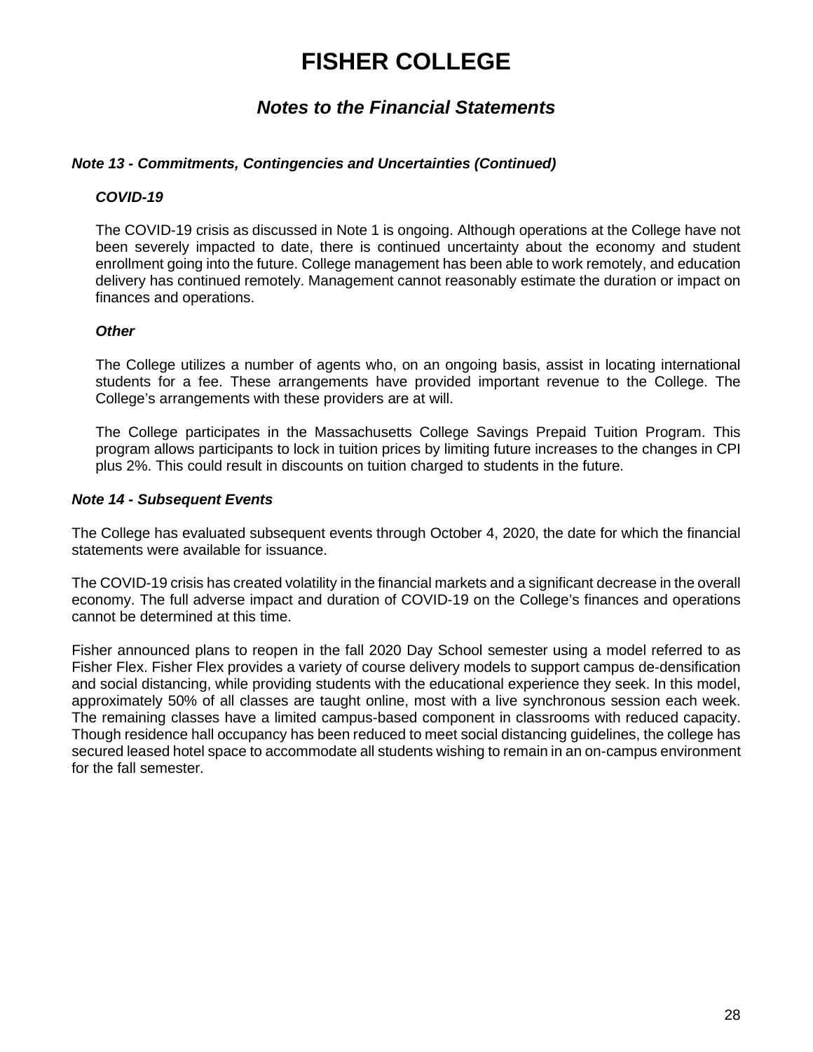# FISHER COLLEGE

## *Notes to the Financial Statements*

### *Note 13 - Commitments, Contingencies and Uncertainties (Continued)*

#### *COVID-19*

The COVID-19 crisis as discussed in Note 1 is ongoing. Although operations at the College have not been severely impacted to date, there is continued uncertainty about the economy and student enrollment going into the future. College management has been able to work remotely, and education delivery has continued remotely. Management cannot reasonably estimate the duration or impact on finances and operations.

#### *Other*

The College utilizes a number of agents who, on an ongoing basis, assist in locating international students for a fee. These arrangements have provided important revenue to the College. The College's arrangements with these providers are at will.

The College participates in the Massachusetts College Savings Prepaid Tuition Program. This program allows participants to lock in tuition prices by limiting future increases to the changes in CPI plus 2%. This could result in discounts on tuition charged to students in the future.

### *Note 14 - Subsequent Events*

The College has evaluated subsequent events through October 4, 2020, the date for which the financial statements were available for issuance.

The COVID-19 crisis has created volatility in the financial markets and a significant decrease in the overall economy. The full adverse impact and duration of COVID-19 on the College's finances and operations cannot be determined at this time.

Fisher announced plans to reopen in the fall 2020 Day School semester using a model referred to as Fisher Flex. Fisher Flex provides a variety of course delivery models to support campus de-densification and social distancing, while providing students with the educational experience they seek. In this model, approximately 50% of all classes are taught online, most with a live synchronous session each week. The remaining classes have a limited campus-based component in classrooms with reduced capacity. Though residence hall occupancy has been reduced to meet social distancing guidelines, the college has secured leased hotel space to accommodate all students wishing to remain in an on-campus environment for the fall semester.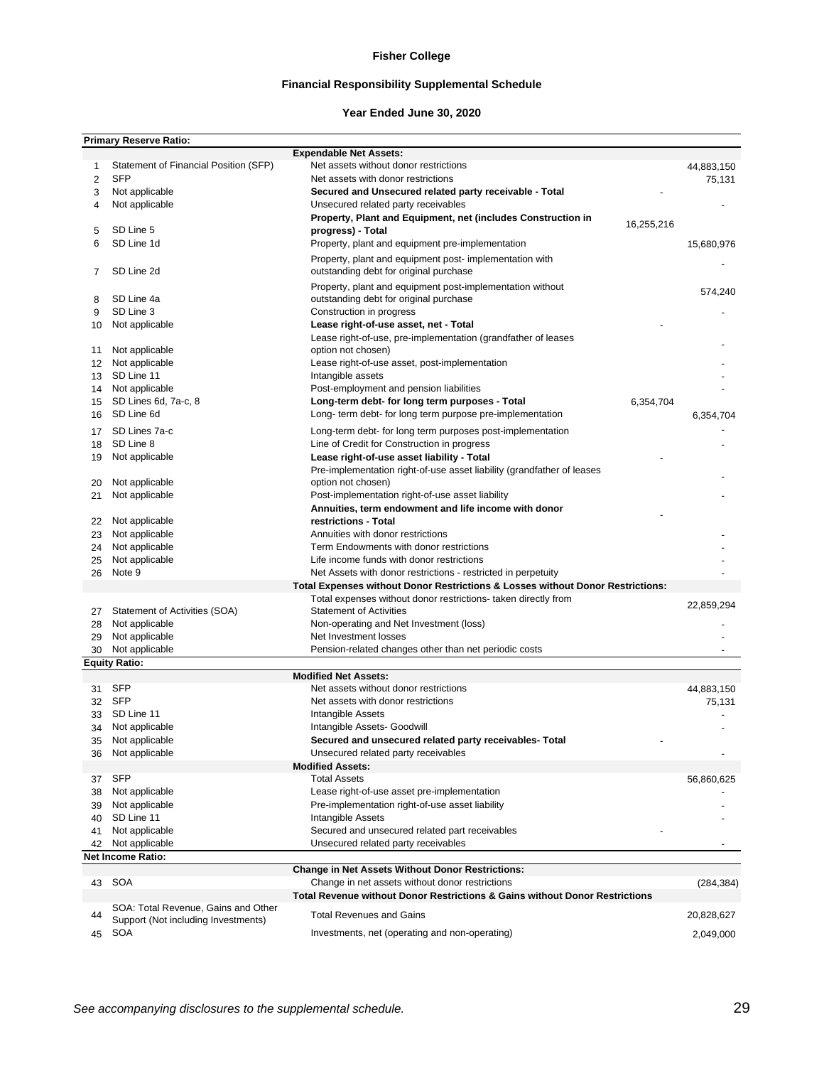# Fisher College

## Financial Responsibility Supplemental Schedule

### Year Ended June 30, 2020

| | | | | |
|---|---|---|---|---|
| **Primary Reserve Ratio:** | | | | |
| | | **Expendable Net Assets:** | | |
| 1 | Statement of Financial Position (SFP) | Net assets without donor restrictions | | 44,883,150 |
| 2 | SFP | Net assets with donor restrictions | | 75,131 |
| 3 | Not applicable | **Secured and Unsecured related party receivable - Total** | - | |
| 4 | Not applicable | Unsecured related party receivables | | - |
| 5 | SD Line 5 | **Property, Plant and Equipment, net (includes Construction in progress) - Total** | 16,255,216 | |
| 6 | SD Line 1d | Property, plant and equipment pre-implementation | | 15,680,976 |
| 7 | SD Line 2d | Property, plant and equipment post- implementation with outstanding debt for original purchase | | - |
| 8 | SD Line 4a | Property, plant and equipment post-implementation without outstanding debt for original purchase | | 574,240 |
| 9 | SD Line 3 | Construction in progress | | - |
| 10 | Not applicable | **Lease right-of-use asset, net - Total** | - | |
| 11 | Not applicable | Lease right-of-use, pre-implementation (grandfather of leases option not chosen) | | - |
| 12 | Not applicable | Lease right-of-use asset, post-implementation | | - |
| 13 | SD Line 11 | Intangible assets | | - |
| 14 | Not applicable | Post-employment and pension liabilities | | - |
| 15 | SD Lines 6d, 7a-c, 8 | **Long-term debt- for long term purposes - Total** | 6,354,704 | |
| 16 | SD Line 6d | Long- term debt- for long term purpose pre-implementation | | 6,354,704 |
| 17 | SD Lines 7a-c | Long-term debt- for long term purposes post-implementation | | - |
| 18 | SD Line 8 | Line of Credit for Construction in progress | | - |
| 19 | Not applicable | **Lease right-of-use asset liability - Total** | - | |
| 20 | Not applicable | Pre-implementation right-of-use asset liability (grandfather of leases option not chosen) | | - |
| 21 | Not applicable | Post-implementation right-of-use asset liability | | - |
| 22 | Not applicable | **Annuities, term endowment and life income with donor restrictions - Total** | - | |
| 23 | Not applicable | Annuities with donor restrictions | | - |
| 24 | Not applicable | Term Endowments with donor restrictions | | - |
| 25 | Not applicable | Life income funds with donor restrictions | | - |
| 26 | Note 9 | Net Assets with donor restrictions - restricted in perpetuity | | - |
| | | **Total Expenses without Donor Restrictions & Losses without Donor Restrictions:** | | |
| 27 | Statement of Activities (SOA) | Total expenses without donor restrictions- taken directly from Statement of Activities | | 22,859,294 |
| 28 | Not applicable | Non-operating and Net Investment (loss) | | - |
| 29 | Not applicable | Net Investment losses | | - |
| 30 | Not applicable | Pension-related changes other than net periodic costs | | - |
| **Equity Ratio:** | | | | |
| | | **Modified Net Assets:** | | |
| 31 | SFP | Net assets without donor restrictions | | 44,883,150 |
| 32 | SFP | Net assets with donor restrictions | | 75,131 |
| 33 | SD Line 11 | Intangible Assets | | - |
| 34 | Not applicable | Intangible Assets- Goodwill | | - |
| 35 | Not applicable | **Secured and unsecured related party receivables- Total** | - | |
| 36 | Not applicable | Unsecured related party receivables | | - |
| | | **Modified Assets:** | | |
| 37 | SFP | Total Assets | | 56,860,625 |
| 38 | Not applicable | Lease right-of-use asset pre-implementation | | - |
| 39 | Not applicable | Pre-implementation right-of-use asset liability | | - |
| 40 | SD Line 11 | Intangible Assets | | - |
| 41 | Not applicable | Secured and unsecured related part receivables | - | |
| 42 | Not applicable | Unsecured related party receivables | | - |
| **Net Income Ratio:** | | | | |
| | | **Change in Net Assets Without Donor Restrictions:** | | |
| 43 | SOA | Change in net assets without donor restrictions | | (284,384) |
| | | **Total Revenue without Donor Restrictions & Gains without Donor Restrictions** | | |
| 44 | SOA: Total Revenue, Gains and Other Support (Not including Investments) | Total Revenues and Gains | | 20,828,627 |
| 45 | SOA | Investments, net (operating and non-operating) | | 2,049,000 |

*See accompanying disclosures to the supplemental schedule.*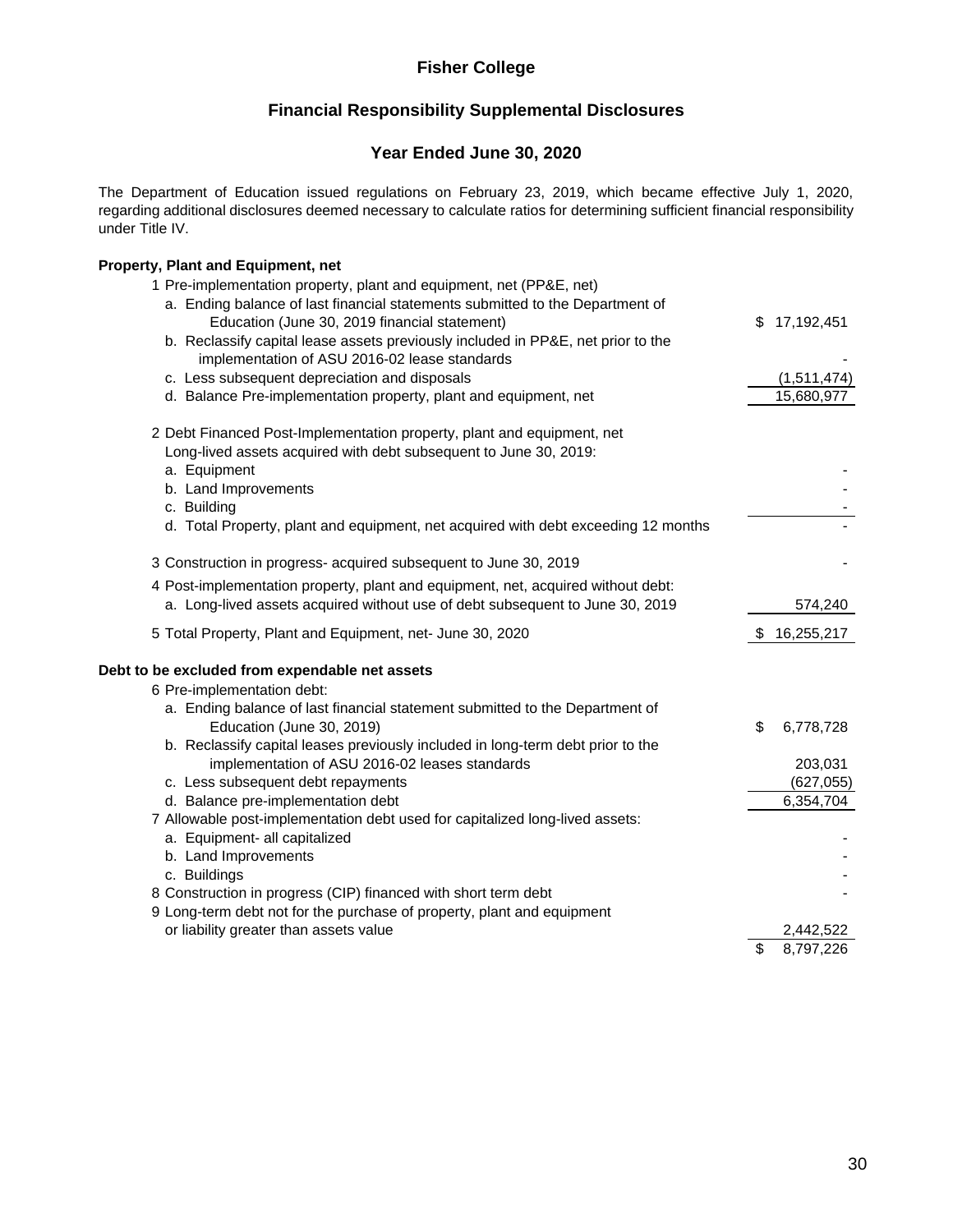# Fisher College

## Financial Responsibility Supplemental Disclosures

### Year Ended June 30, 2020

The Department of Education issued regulations on February 23, 2019, which became effective July 1, 2020, regarding additional disclosures deemed necessary to calculate ratios for determining sufficient financial responsibility under Title IV.

**Property, Plant and Equipment, net**

| | |
|---|---|
| 1 Pre-implementation property, plant and equipment, net (PP&E, net) | |
| a. Ending balance of last financial statements submitted to the Department of Education (June 30, 2019 financial statement) | $ 17,192,451 |
| b. Reclassify capital lease assets previously included in PP&E, net prior to the implementation of ASU 2016-02 lease standards | - |
| c. Less subsequent depreciation and disposals | (1,511,474) |
| d. Balance Pre-implementation property, plant and equipment, net | 15,680,977 |
| 2 Debt Financed Post-Implementation property, plant and equipment, net Long-lived assets acquired with debt subsequent to June 30, 2019: | |
| a. Equipment | - |
| b. Land Improvements | - |
| c. Building | - |
| d. Total Property, plant and equipment, net acquired with debt exceeding 12 months | - |
| 3 Construction in progress- acquired subsequent to June 30, 2019 | - |
| 4 Post-implementation property, plant and equipment, net, acquired without debt: | |
| a. Long-lived assets acquired without use of debt subsequent to June 30, 2019 | 574,240 |
| 5 Total Property, Plant and Equipment, net- June 30, 2020 | $ 16,255,217 |

**Debt to be excluded from expendable net assets**

| | |
|---|---|
| 6 Pre-implementation debt: | |
| a. Ending balance of last financial statement submitted to the Department of Education (June 30, 2019) | $ 6,778,728 |
| b. Reclassify capital leases previously included in long-term debt prior to the implementation of ASU 2016-02 leases standards | 203,031 |
| c. Less subsequent debt repayments | (627,055) |
| d. Balance pre-implementation debt | 6,354,704 |
| 7 Allowable post-implementation debt used for capitalized long-lived assets: | |
| a. Equipment- all capitalized | - |
| b. Land Improvements | - |
| c. Buildings | - |
| 8 Construction in progress (CIP) financed with short term debt | - |
| 9 Long-term debt not for the purchase of property, plant and equipment or liability greater than assets value | 2,442,522 |
| | $ 8,797,226 |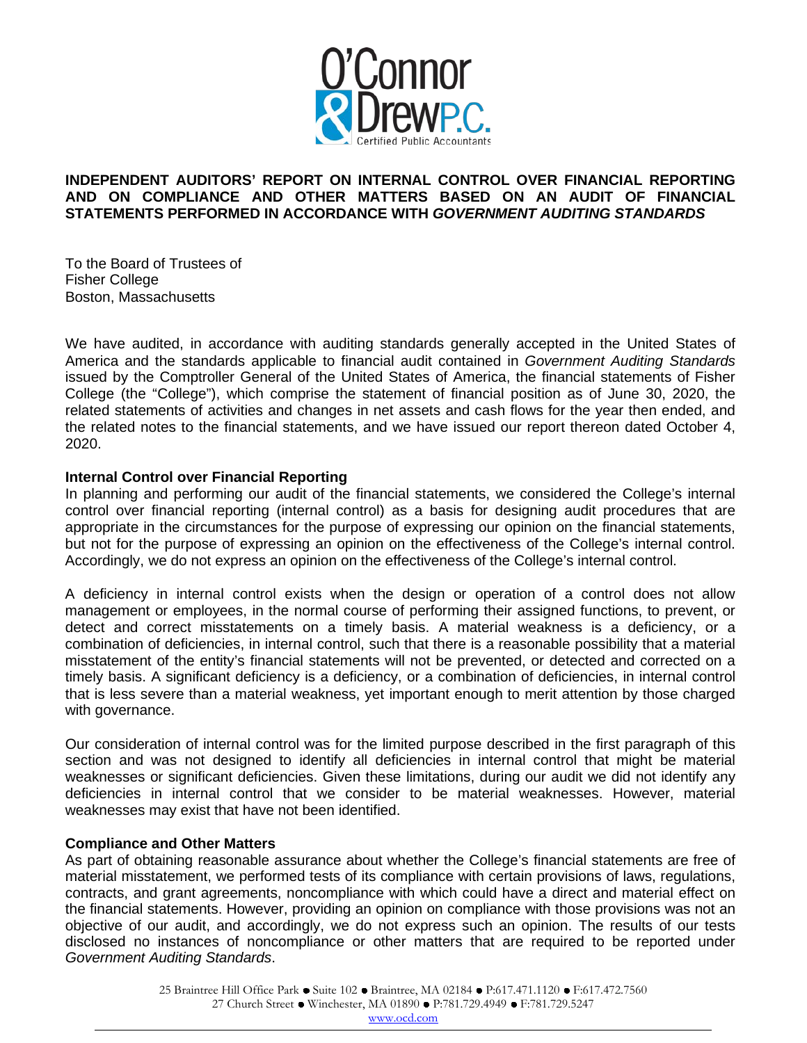O'Connor & Drew P.C.
Certified Public Accountants

**INDEPENDENT AUDITORS' REPORT ON INTERNAL CONTROL OVER FINANCIAL REPORTING AND ON COMPLIANCE AND OTHER MATTERS BASED ON AN AUDIT OF FINANCIAL STATEMENTS PERFORMED IN ACCORDANCE WITH *GOVERNMENT AUDITING STANDARDS***

To the Board of Trustees of
Fisher College
Boston, Massachusetts

We have audited, in accordance with auditing standards generally accepted in the United States of America and the standards applicable to financial audit contained in *Government Auditing Standards* issued by the Comptroller General of the United States of America, the financial statements of Fisher College (the "College"), which comprise the statement of financial position as of June 30, 2020, the related statements of activities and changes in net assets and cash flows for the year then ended, and the related notes to the financial statements, and we have issued our report thereon dated October 4, 2020.

**Internal Control over Financial Reporting**

In planning and performing our audit of the financial statements, we considered the College's internal control over financial reporting (internal control) as a basis for designing audit procedures that are appropriate in the circumstances for the purpose of expressing our opinion on the financial statements, but not for the purpose of expressing an opinion on the effectiveness of the College's internal control. Accordingly, we do not express an opinion on the effectiveness of the College's internal control.

A deficiency in internal control exists when the design or operation of a control does not allow management or employees, in the normal course of performing their assigned functions, to prevent, or detect and correct misstatements on a timely basis. A material weakness is a deficiency, or a combination of deficiencies, in internal control, such that there is a reasonable possibility that a material misstatement of the entity's financial statements will not be prevented, or detected and corrected on a timely basis. A significant deficiency is a deficiency, or a combination of deficiencies, in internal control that is less severe than a material weakness, yet important enough to merit attention by those charged with governance.

Our consideration of internal control was for the limited purpose described in the first paragraph of this section and was not designed to identify all deficiencies in internal control that might be material weaknesses or significant deficiencies. Given these limitations, during our audit we did not identify any deficiencies in internal control that we consider to be material weaknesses. However, material weaknesses may exist that have not been identified.

**Compliance and Other Matters**

As part of obtaining reasonable assurance about whether the College's financial statements are free of material misstatement, we performed tests of its compliance with certain provisions of laws, regulations, contracts, and grant agreements, noncompliance with which could have a direct and material effect on the financial statements. However, providing an opinion on compliance with those provisions was not an objective of our audit, and accordingly, we do not express such an opinion. The results of our tests disclosed no instances of noncompliance or other matters that are required to be reported under *Government Auditing Standards*.

25 Braintree Hill Office Park • Suite 102 • Braintree, MA 02184 • P:617.471.1120 • F:617.472.7560
27 Church Street • Winchester, MA 01890 • P:781.729.4949 • F:781.729.5247
www.ocd.com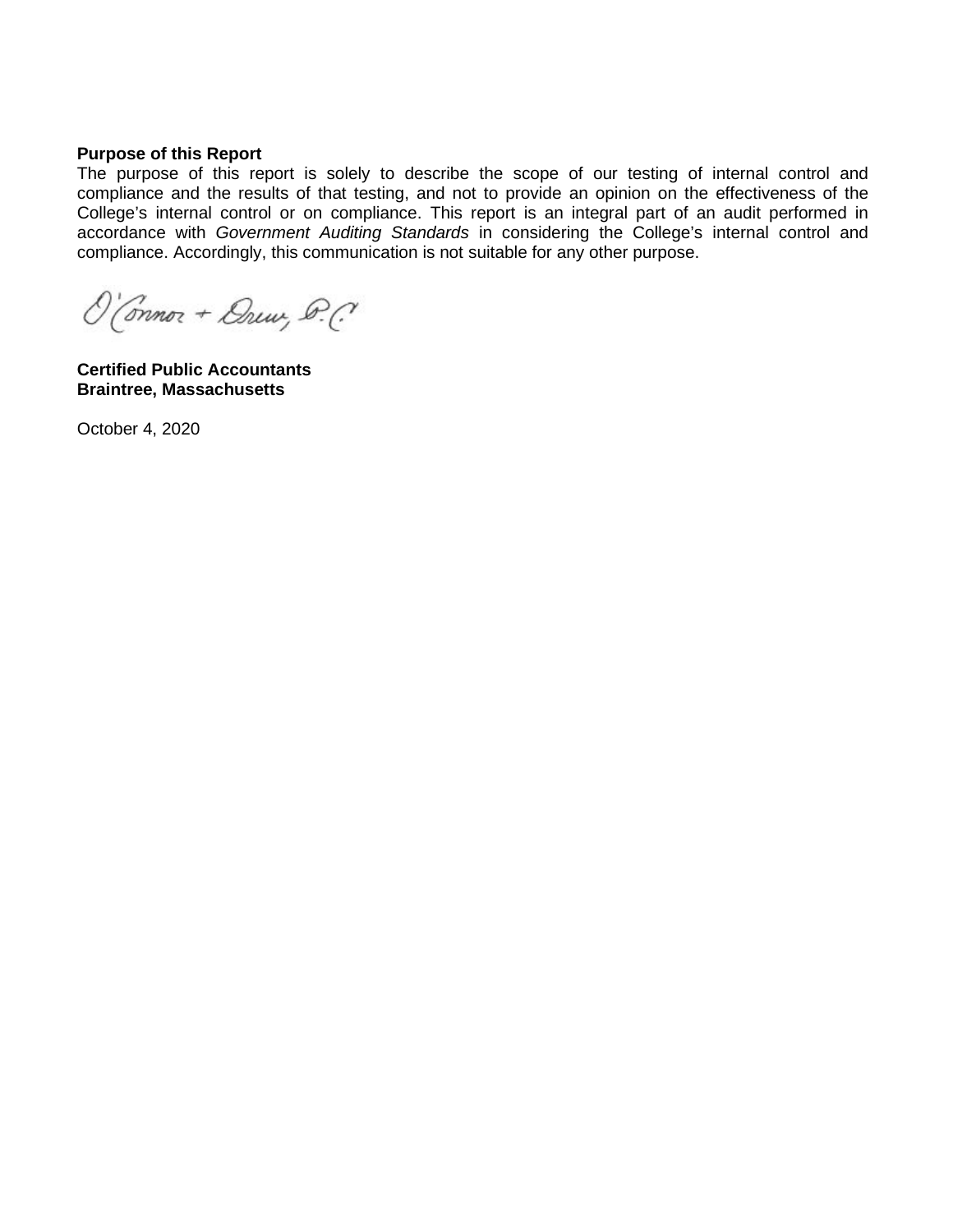**Purpose of this Report**

The purpose of this report is solely to describe the scope of our testing of internal control and compliance and the results of that testing, and not to provide an opinion on the effectiveness of the College's internal control or on compliance. This report is an integral part of an audit performed in accordance with *Government Auditing Standards* in considering the College's internal control and compliance. Accordingly, this communication is not suitable for any other purpose.

O'Connor + Drew, P.C.

**Certified Public Accountants**
**Braintree, Massachusetts**

October 4, 2020